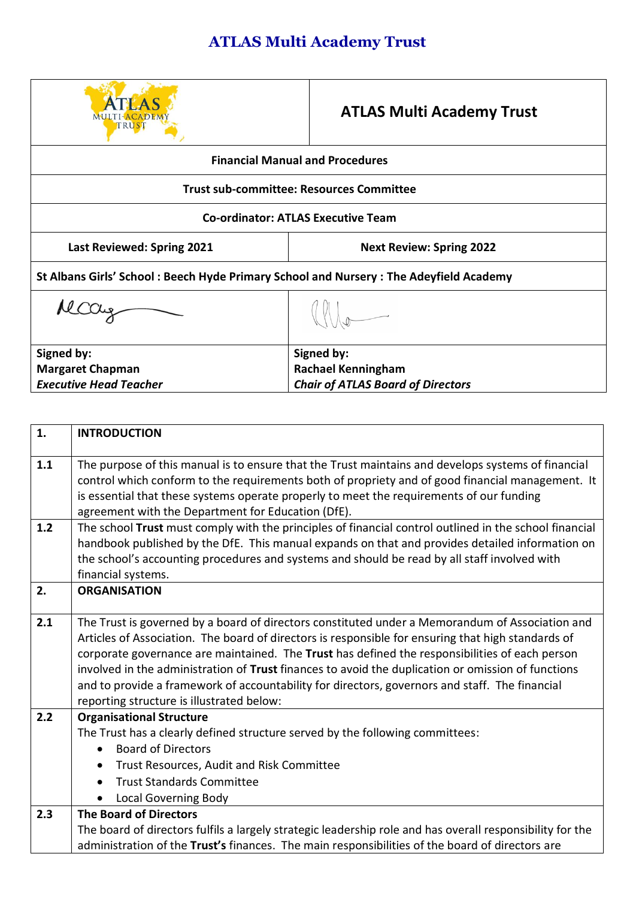# ATLAS Multi Academy Trust

| | |
|---|---|
| ATLAS MULTI-ACADEMY TRUST | **ATLAS Multi Academy Trust** |
| **Financial Manual and Procedures** | |
| **Trust sub-committee: Resources Committee** | |
| **Co-ordinator: ATLAS Executive Team** | |
| **Last Reviewed: Spring 2021** | **Next Review: Spring 2022** |
| **St Albans Girls' School : Beech Hyde Primary School and Nursery : The Adeyfield Academy** | |
| | |
| **Signed by:**<br>**Margaret Chapman**<br>***Executive Head Teacher*** | **Signed by:**<br>**Rachael Kenningham**<br>***Chair of ATLAS Board of Directors*** |

| | |
|---|---|
| **1.** | **INTRODUCTION** |
| **1.1** | The purpose of this manual is to ensure that the Trust maintains and develops systems of financial control which conform to the requirements both of propriety and of good financial management. It is essential that these systems operate properly to meet the requirements of our funding agreement with the Department for Education (DfE). |
| **1.2** | The school **Trust** must comply with the principles of financial control outlined in the school financial handbook published by the DfE. This manual expands on that and provides detailed information on the school's accounting procedures and systems and should be read by all staff involved with financial systems. |
| **2.** | **ORGANISATION** |
| **2.1** | The Trust is governed by a board of directors constituted under a Memorandum of Association and Articles of Association. The board of directors is responsible for ensuring that high standards of corporate governance are maintained. The **Trust** has defined the responsibilities of each person involved in the administration of **Trust** finances to avoid the duplication or omission of functions and to provide a framework of accountability for directors, governors and staff. The financial reporting structure is illustrated below: |
| **2.2** | **Organisational Structure**<br>The Trust has a clearly defined structure served by the following committees:<br>• Board of Directors<br>• Trust Resources, Audit and Risk Committee<br>• Trust Standards Committee<br>• Local Governing Body |
| **2.3** | **The Board of Directors**<br>The board of directors fulfils a largely strategic leadership role and has overall responsibility for the administration of the **Trust's** finances. The main responsibilities of the board of directors are |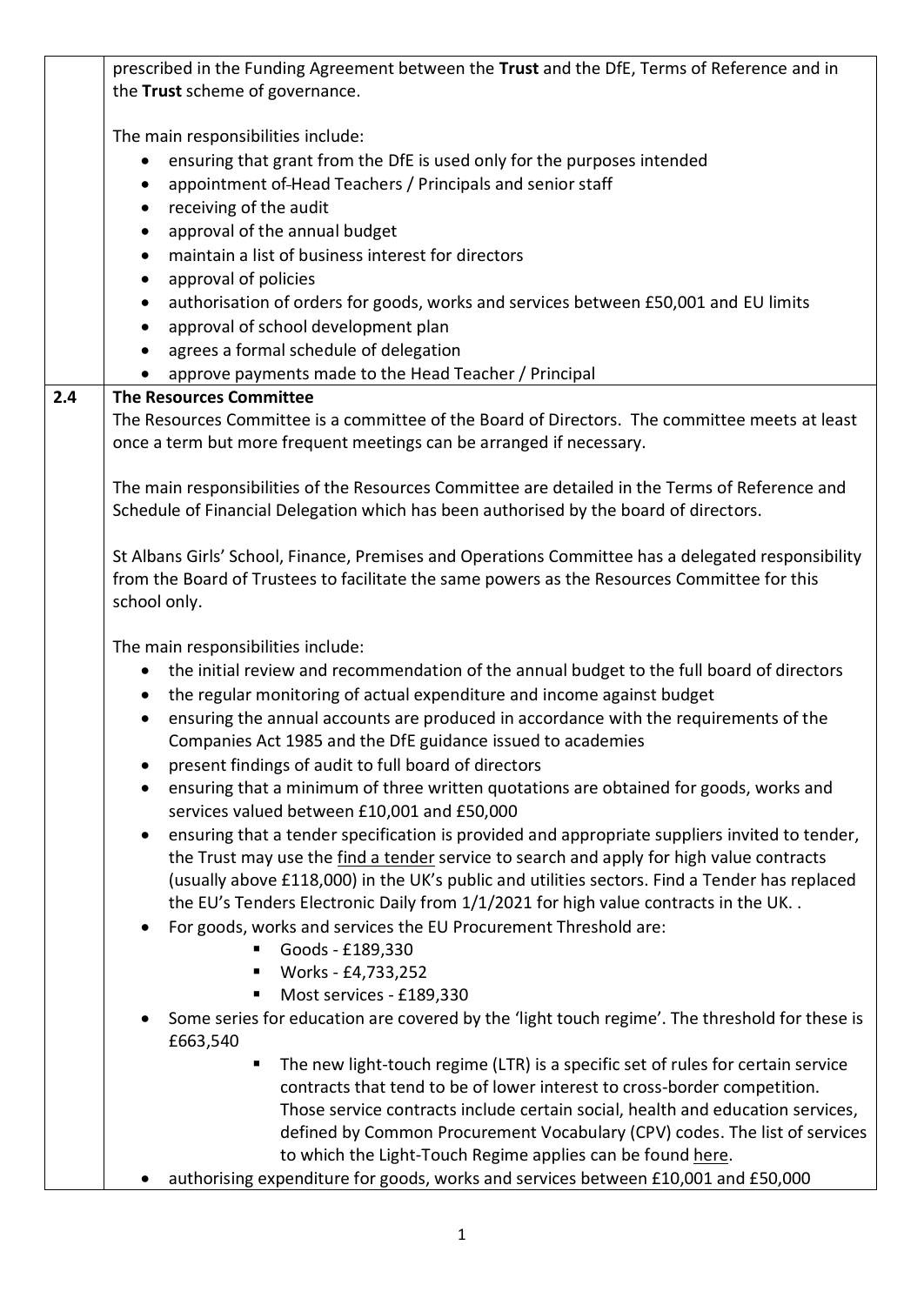| | |
|---|---|
| | prescribed in the Funding Agreement between the **Trust** and the DfE, Terms of Reference and in the **Trust** scheme of governance.<br><br>The main responsibilities include:<br>• ensuring that grant from the DfE is used only for the purposes intended<br>• appointment of Head Teachers / Principals and senior staff<br>• receiving of the audit<br>• approval of the annual budget<br>• maintain a list of business interest for directors<br>• approval of policies<br>• authorisation of orders for goods, works and services between £50,001 and EU limits<br>• approval of school development plan<br>• agrees a formal schedule of delegation<br>• approve payments made to the Head Teacher / Principal |
| **2.4** | **The Resources Committee**<br>The Resources Committee is a committee of the Board of Directors. The committee meets at least once a term but more frequent meetings can be arranged if necessary.<br><br>The main responsibilities of the Resources Committee are detailed in the Terms of Reference and Schedule of Financial Delegation which has been authorised by the board of directors.<br><br>St Albans Girls' School, Finance, Premises and Operations Committee has a delegated responsibility from the Board of Trustees to facilitate the same powers as the Resources Committee for this school only.<br><br>The main responsibilities include:<br>• the initial review and recommendation of the annual budget to the full board of directors<br>• the regular monitoring of actual expenditure and income against budget<br>• ensuring the annual accounts are produced in accordance with the requirements of the Companies Act 1985 and the DfE guidance issued to academies<br>• present findings of audit to full board of directors<br>• ensuring that a minimum of three written quotations are obtained for goods, works and services valued between £10,001 and £50,000<br>• ensuring that a tender specification is provided and appropriate suppliers invited to tender, the Trust may use the find a tender service to search and apply for high value contracts (usually above £118,000) in the UK's public and utilities sectors. Find a Tender has replaced the EU's Tenders Electronic Daily from 1/1/2021 for high value contracts in the UK. .<br>• For goods, works and services the EU Procurement Threshold are:<br>&nbsp;&nbsp;&nbsp;&nbsp;▪ Goods - £189,330<br>&nbsp;&nbsp;&nbsp;&nbsp;▪ Works - £4,733,252<br>&nbsp;&nbsp;&nbsp;&nbsp;▪ Most services - £189,330<br>• Some series for education are covered by the 'light touch regime'. The threshold for these is £663,540<br>&nbsp;&nbsp;&nbsp;&nbsp;▪ The new light-touch regime (LTR) is a specific set of rules for certain service contracts that tend to be of lower interest to cross-border competition. Those service contracts include certain social, health and education services, defined by Common Procurement Vocabulary (CPV) codes. The list of services to which the Light-Touch Regime applies can be found here.<br>• authorising expenditure for goods, works and services between £10,001 and £50,000 |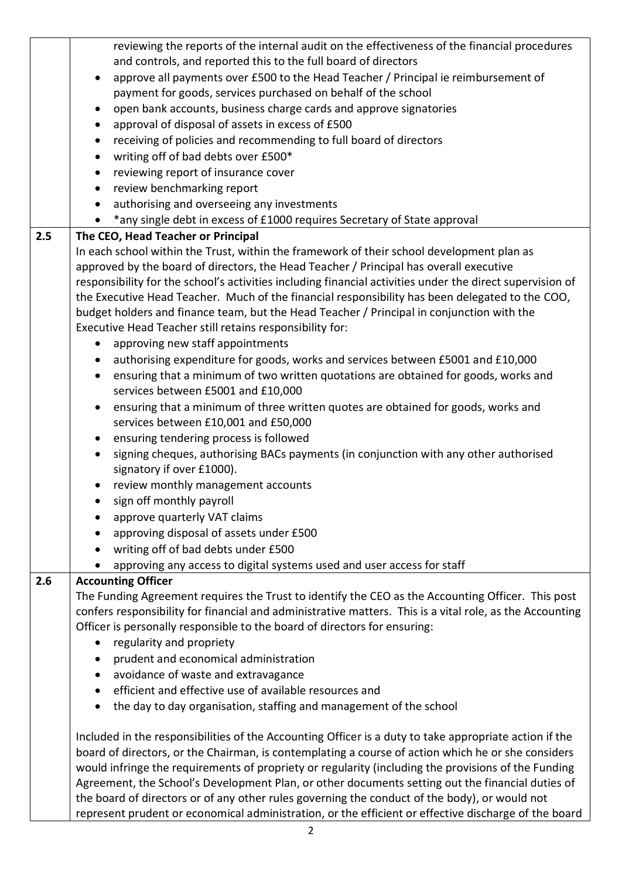| | |
|---|---|
| | reviewing the reports of the internal audit on the effectiveness of the financial procedures and controls, and reported this to the full board of directors<br>• approve all payments over £500 to the Head Teacher / Principal ie reimbursement of payment for goods, services purchased on behalf of the school<br>• open bank accounts, business charge cards and approve signatories<br>• approval of disposal of assets in excess of £500<br>• receiving of policies and recommending to full board of directors<br>• writing off of bad debts over £500*<br>• reviewing report of insurance cover<br>• review benchmarking report<br>• authorising and overseeing any investments<br>• *any single debt in excess of £1000 requires Secretary of State approval |
| **2.5** | **The CEO, Head Teacher or Principal**<br>In each school within the Trust, within the framework of their school development plan as approved by the board of directors, the Head Teacher / Principal has overall executive responsibility for the school's activities including financial activities under the direct supervision of the Executive Head Teacher. Much of the financial responsibility has been delegated to the COO, budget holders and finance team, but the Head Teacher / Principal in conjunction with the Executive Head Teacher still retains responsibility for:<br>• approving new staff appointments<br>• authorising expenditure for goods, works and services between £5001 and £10,000<br>• ensuring that a minimum of two written quotations are obtained for goods, works and services between £5001 and £10,000<br>• ensuring that a minimum of three written quotes are obtained for goods, works and services between £10,001 and £50,000<br>• ensuring tendering process is followed<br>• signing cheques, authorising BACs payments (in conjunction with any other authorised signatory if over £1000).<br>• review monthly management accounts<br>• sign off monthly payroll<br>• approve quarterly VAT claims<br>• approving disposal of assets under £500<br>• writing off of bad debts under £500<br>• approving any access to digital systems used and user access for staff |
| **2.6** | **Accounting Officer**<br>The Funding Agreement requires the Trust to identify the CEO as the Accounting Officer. This post confers responsibility for financial and administrative matters. This is a vital role, as the Accounting Officer is personally responsible to the board of directors for ensuring:<br>• regularity and propriety<br>• prudent and economical administration<br>• avoidance of waste and extravagance<br>• efficient and effective use of available resources and<br>• the day to day organisation, staffing and management of the school<br><br>Included in the responsibilities of the Accounting Officer is a duty to take appropriate action if the board of directors, or the Chairman, is contemplating a course of action which he or she considers would infringe the requirements of propriety or regularity (including the provisions of the Funding Agreement, the School's Development Plan, or other documents setting out the financial duties of the board of directors or of any other rules governing the conduct of the body), or would not represent prudent or economical administration, or the efficient or effective discharge of the board |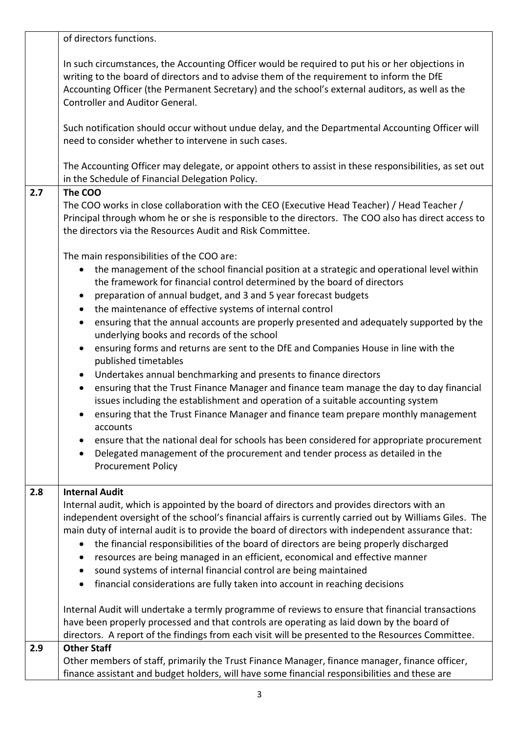of directors functions.

In such circumstances, the Accounting Officer would be required to put his or her objections in writing to the board of directors and to advise them of the requirement to inform the DfE Accounting Officer (the Permanent Secretary) and the school's external auditors, as well as the Controller and Auditor General.

Such notification should occur without undue delay, and the Departmental Accounting Officer will need to consider whether to intervene in such cases.

The Accounting Officer may delegate, or appoint others to assist in these responsibilities, as set out in the Schedule of Financial Delegation Policy.

## 2.7 The COO

The COO works in close collaboration with the CEO (Executive Head Teacher) / Head Teacher / Principal through whom he or she is responsible to the directors. The COO also has direct access to the directors via the Resources Audit and Risk Committee.

The main responsibilities of the COO are:

- the management of the school financial position at a strategic and operational level within the framework for financial control determined by the board of directors
- preparation of annual budget, and 3 and 5 year forecast budgets
- the maintenance of effective systems of internal control
- ensuring that the annual accounts are properly presented and adequately supported by the underlying books and records of the school
- ensuring forms and returns are sent to the DfE and Companies House in line with the published timetables
- Undertakes annual benchmarking and presents to finance directors
- ensuring that the Trust Finance Manager and finance team manage the day to day financial issues including the establishment and operation of a suitable accounting system
- ensuring that the Trust Finance Manager and finance team prepare monthly management accounts
- ensure that the national deal for schools has been considered for appropriate procurement
- Delegated management of the procurement and tender process as detailed in the Procurement Policy

## 2.8 Internal Audit

Internal audit, which is appointed by the board of directors and provides directors with an independent oversight of the school's financial affairs is currently carried out by Williams Giles. The main duty of internal audit is to provide the board of directors with independent assurance that:

- the financial responsibilities of the board of directors are being properly discharged
- resources are being managed in an efficient, economical and effective manner
- sound systems of internal financial control are being maintained
- financial considerations are fully taken into account in reaching decisions

Internal Audit will undertake a termly programme of reviews to ensure that financial transactions have been properly processed and that controls are operating as laid down by the board of directors. A report of the findings from each visit will be presented to the Resources Committee.

## 2.9 Other Staff

Other members of staff, primarily the Trust Finance Manager, finance manager, finance officer, finance assistant and budget holders, will have some financial responsibilities and these are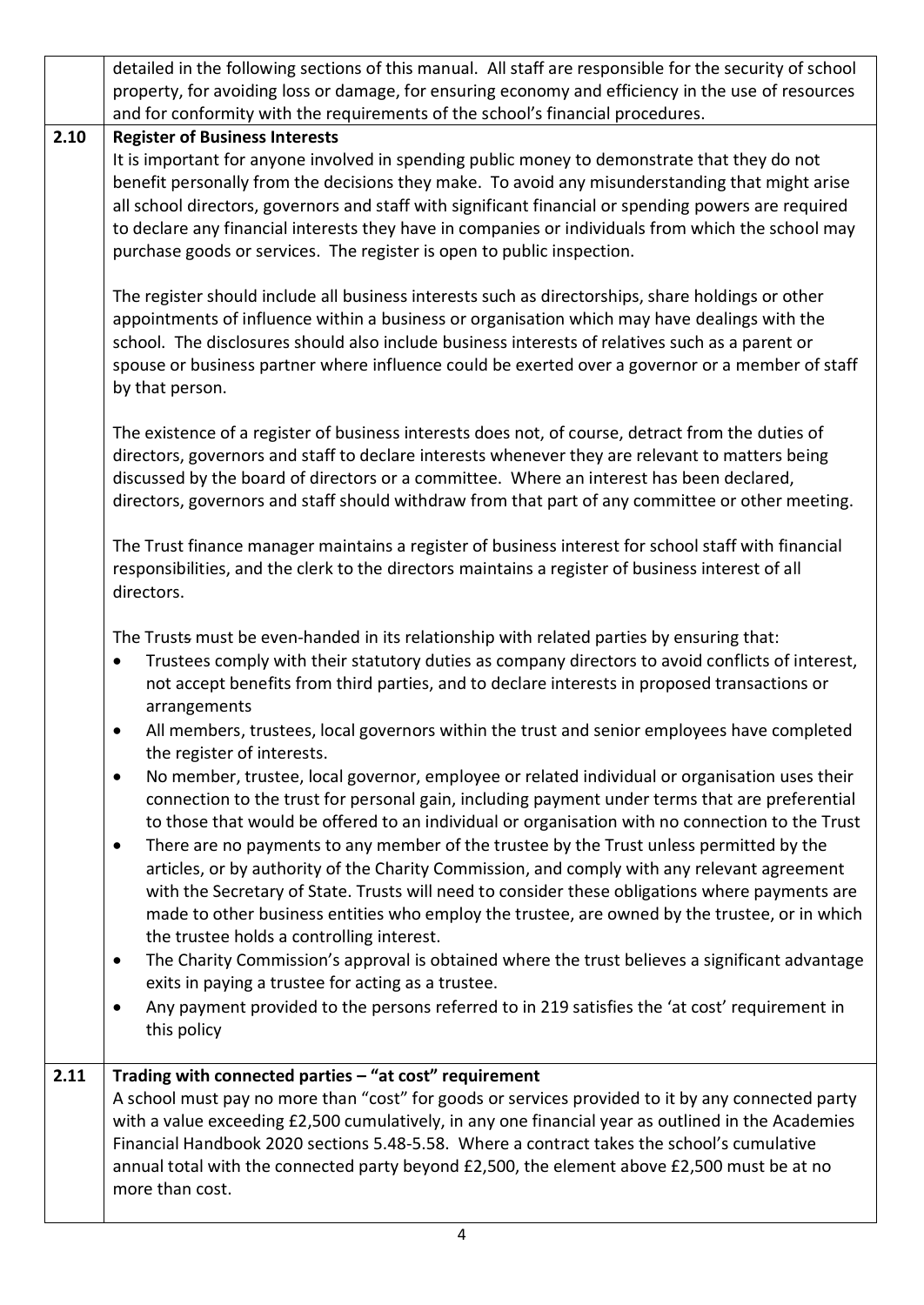| | |
|---|---|
| | detailed in the following sections of this manual. All staff are responsible for the security of school property, for avoiding loss or damage, for ensuring economy and efficiency in the use of resources and for conformity with the requirements of the school's financial procedures. |
| **2.10** | **Register of Business Interests**<br>It is important for anyone involved in spending public money to demonstrate that they do not benefit personally from the decisions they make. To avoid any misunderstanding that might arise all school directors, governors and staff with significant financial or spending powers are required to declare any financial interests they have in companies or individuals from which the school may purchase goods or services. The register is open to public inspection.<br><br>The register should include all business interests such as directorships, share holdings or other appointments of influence within a business or organisation which may have dealings with the school. The disclosures should also include business interests of relatives such as a parent or spouse or business partner where influence could be exerted over a governor or a member of staff by that person.<br><br>The existence of a register of business interests does not, of course, detract from the duties of directors, governors and staff to declare interests whenever they are relevant to matters being discussed by the board of directors or a committee. Where an interest has been declared, directors, governors and staff should withdraw from that part of any committee or other meeting.<br><br>The Trust finance manager maintains a register of business interest for school staff with financial responsibilities, and the clerk to the directors maintains a register of business interest of all directors.<br><br>The Trusts must be even-handed in its relationship with related parties by ensuring that:<br>• Trustees comply with their statutory duties as company directors to avoid conflicts of interest, not accept benefits from third parties, and to declare interests in proposed transactions or arrangements<br>• All members, trustees, local governors within the trust and senior employees have completed the register of interests.<br>• No member, trustee, local governor, employee or related individual or organisation uses their connection to the trust for personal gain, including payment under terms that are preferential to those that would be offered to an individual or organisation with no connection to the Trust<br>• There are no payments to any member of the trustee by the Trust unless permitted by the articles, or by authority of the Charity Commission, and comply with any relevant agreement with the Secretary of State. Trusts will need to consider these obligations where payments are made to other business entities who employ the trustee, are owned by the trustee, or in which the trustee holds a controlling interest.<br>• The Charity Commission's approval is obtained where the trust believes a significant advantage exits in paying a trustee for acting as a trustee.<br>• Any payment provided to the persons referred to in 219 satisfies the 'at cost' requirement in this policy |
| **2.11** | **Trading with connected parties – "at cost" requirement**<br>A school must pay no more than "cost" for goods or services provided to it by any connected party with a value exceeding £2,500 cumulatively, in any one financial year as outlined in the Academies Financial Handbook 2020 sections 5.48-5.58. Where a contract takes the school's cumulative annual total with the connected party beyond £2,500, the element above £2,500 must be at no more than cost. |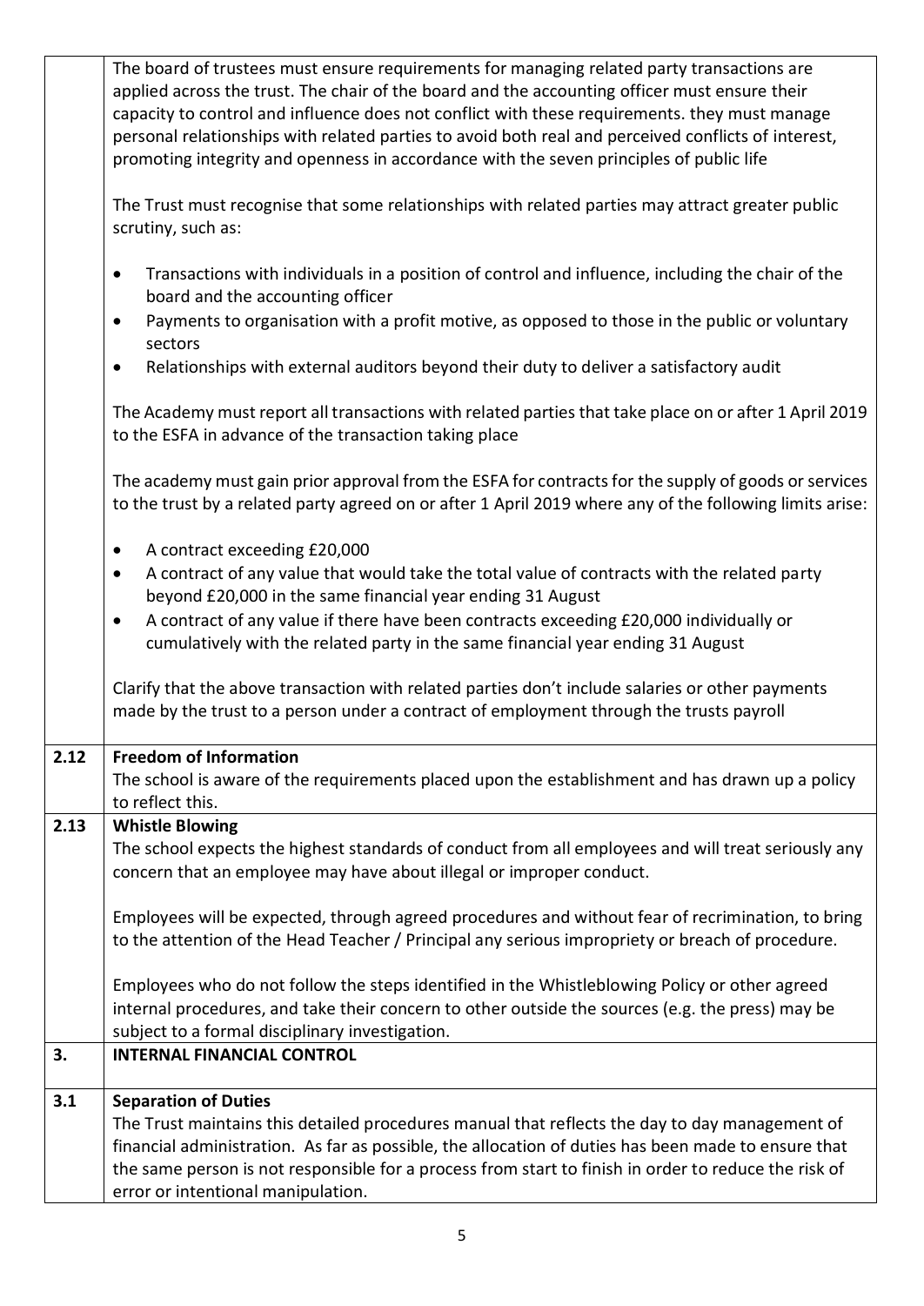The board of trustees must ensure requirements for managing related party transactions are applied across the trust. The chair of the board and the accounting officer must ensure their capacity to control and influence does not conflict with these requirements. they must manage personal relationships with related parties to avoid both real and perceived conflicts of interest, promoting integrity and openness in accordance with the seven principles of public life

The Trust must recognise that some relationships with related parties may attract greater public scrutiny, such as:

- Transactions with individuals in a position of control and influence, including the chair of the board and the accounting officer
- Payments to organisation with a profit motive, as opposed to those in the public or voluntary sectors
- Relationships with external auditors beyond their duty to deliver a satisfactory audit

The Academy must report all transactions with related parties that take place on or after 1 April 2019 to the ESFA in advance of the transaction taking place

The academy must gain prior approval from the ESFA for contracts for the supply of goods or services to the trust by a related party agreed on or after 1 April 2019 where any of the following limits arise:

- A contract exceeding £20,000
- A contract of any value that would take the total value of contracts with the related party beyond £20,000 in the same financial year ending 31 August
- A contract of any value if there have been contracts exceeding £20,000 individually or cumulatively with the related party in the same financial year ending 31 August

Clarify that the above transaction with related parties don't include salaries or other payments made by the trust to a person under a contract of employment through the trusts payroll

### 2.12 Freedom of Information

The school is aware of the requirements placed upon the establishment and has drawn up a policy to reflect this.

### 2.13 Whistle Blowing

The school expects the highest standards of conduct from all employees and will treat seriously any concern that an employee may have about illegal or improper conduct.

Employees will be expected, through agreed procedures and without fear of recrimination, to bring to the attention of the Head Teacher / Principal any serious impropriety or breach of procedure.

Employees who do not follow the steps identified in the Whistleblowing Policy or other agreed internal procedures, and take their concern to other outside the sources (e.g. the press) may be subject to a formal disciplinary investigation.

## 3. INTERNAL FINANCIAL CONTROL

### 3.1 Separation of Duties

The Trust maintains this detailed procedures manual that reflects the day to day management of financial administration. As far as possible, the allocation of duties has been made to ensure that the same person is not responsible for a process from start to finish in order to reduce the risk of error or intentional manipulation.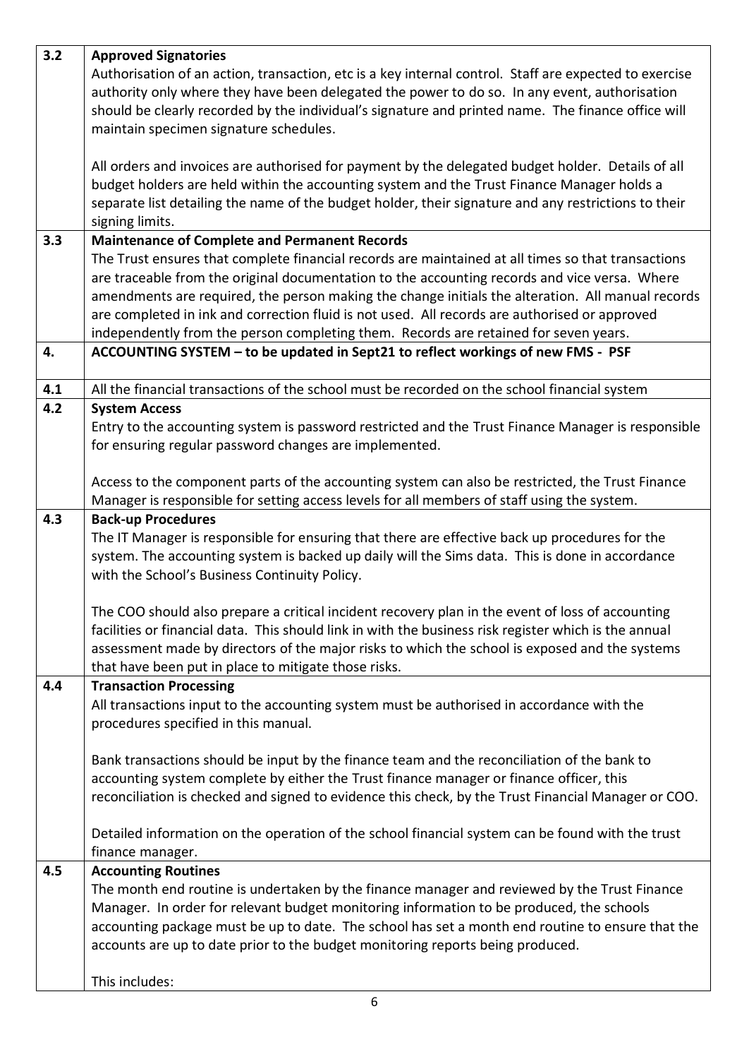| | |
|---|---|
| **3.2** | **Approved Signatories**<br>Authorisation of an action, transaction, etc is a key internal control. Staff are expected to exercise authority only where they have been delegated the power to do so. In any event, authorisation should be clearly recorded by the individual's signature and printed name. The finance office will maintain specimen signature schedules.<br><br>All orders and invoices are authorised for payment by the delegated budget holder. Details of all budget holders are held within the accounting system and the Trust Finance Manager holds a separate list detailing the name of the budget holder, their signature and any restrictions to their signing limits. |
| **3.3** | **Maintenance of Complete and Permanent Records**<br>The Trust ensures that complete financial records are maintained at all times so that transactions are traceable from the original documentation to the accounting records and vice versa. Where amendments are required, the person making the change initials the alteration. All manual records are completed in ink and correction fluid is not used. All records are authorised or approved independently from the person completing them. Records are retained for seven years. |
| **4.** | **ACCOUNTING SYSTEM – to be updated in Sept21 to reflect workings of new FMS - PSF** |
| **4.1** | All the financial transactions of the school must be recorded on the school financial system |
| **4.2** | **System Access**<br>Entry to the accounting system is password restricted and the Trust Finance Manager is responsible for ensuring regular password changes are implemented.<br><br>Access to the component parts of the accounting system can also be restricted, the Trust Finance Manager is responsible for setting access levels for all members of staff using the system. |
| **4.3** | **Back-up Procedures**<br>The IT Manager is responsible for ensuring that there are effective back up procedures for the system. The accounting system is backed up daily will the Sims data. This is done in accordance with the School's Business Continuity Policy.<br><br>The COO should also prepare a critical incident recovery plan in the event of loss of accounting facilities or financial data. This should link in with the business risk register which is the annual assessment made by directors of the major risks to which the school is exposed and the systems that have been put in place to mitigate those risks. |
| **4.4** | **Transaction Processing**<br>All transactions input to the accounting system must be authorised in accordance with the procedures specified in this manual.<br><br>Bank transactions should be input by the finance team and the reconciliation of the bank to accounting system complete by either the Trust finance manager or finance officer, this reconciliation is checked and signed to evidence this check, by the Trust Financial Manager or COO.<br><br>Detailed information on the operation of the school financial system can be found with the trust finance manager. |
| **4.5** | **Accounting Routines**<br>The month end routine is undertaken by the finance manager and reviewed by the Trust Finance Manager. In order for relevant budget monitoring information to be produced, the schools accounting package must be up to date. The school has set a month end routine to ensure that the accounts are up to date prior to the budget monitoring reports being produced.<br><br>This includes: |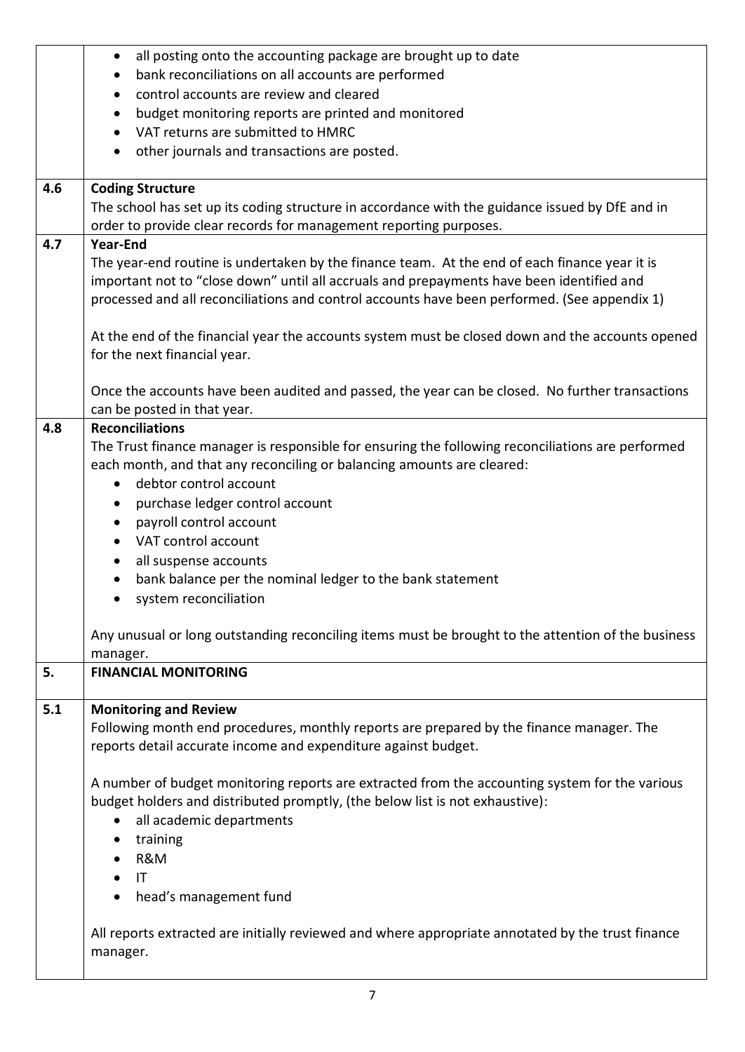- all posting onto the accounting package are brought up to date
- bank reconciliations on all accounts are performed
- control accounts are review and cleared
- budget monitoring reports are printed and monitored
- VAT returns are submitted to HMRC
- other journals and transactions are posted.

**4.6 Coding Structure**

The school has set up its coding structure in accordance with the guidance issued by DfE and in order to provide clear records for management reporting purposes.

**4.7 Year-End**

The year-end routine is undertaken by the finance team. At the end of each finance year it is important not to "close down" until all accruals and prepayments have been identified and processed and all reconciliations and control accounts have been performed. (See appendix 1)

At the end of the financial year the accounts system must be closed down and the accounts opened for the next financial year.

Once the accounts have been audited and passed, the year can be closed. No further transactions can be posted in that year.

**4.8 Reconciliations**

The Trust finance manager is responsible for ensuring the following reconciliations are performed each month, and that any reconciling or balancing amounts are cleared:

- debtor control account
- purchase ledger control account
- payroll control account
- VAT control account
- all suspense accounts
- bank balance per the nominal ledger to the bank statement
- system reconciliation

Any unusual or long outstanding reconciling items must be brought to the attention of the business manager.

## 5. FINANCIAL MONITORING

**5.1 Monitoring and Review**

Following month end procedures, monthly reports are prepared by the finance manager. The reports detail accurate income and expenditure against budget.

A number of budget monitoring reports are extracted from the accounting system for the various budget holders and distributed promptly, (the below list is not exhaustive):

- all academic departments
- training
- R&M
- IT
- head's management fund

All reports extracted are initially reviewed and where appropriate annotated by the trust finance manager.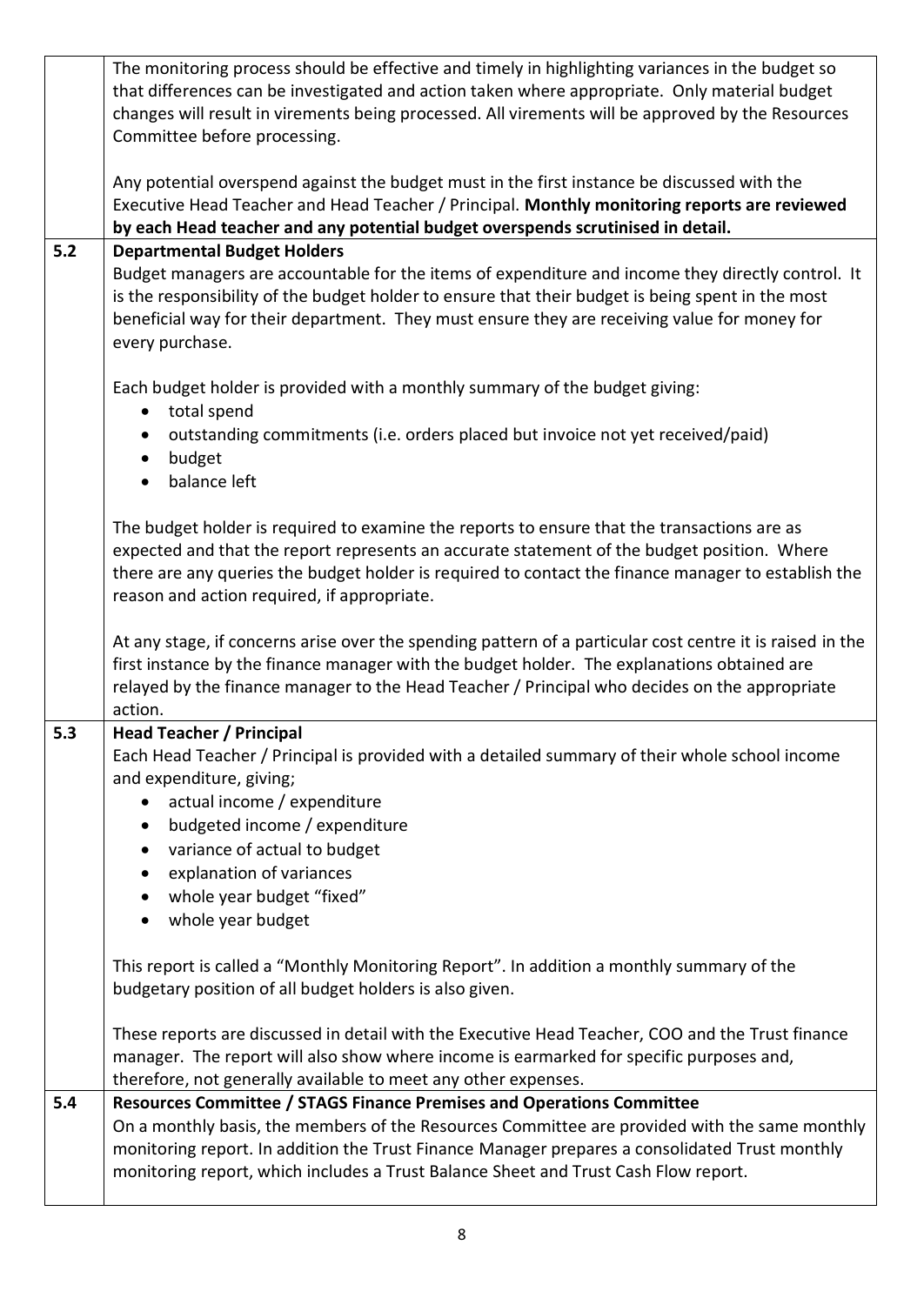The monitoring process should be effective and timely in highlighting variances in the budget so that differences can be investigated and action taken where appropriate. Only material budget changes will result in virements being processed. All virements will be approved by the Resources Committee before processing.

Any potential overspend against the budget must in the first instance be discussed with the Executive Head Teacher and Head Teacher / Principal. **Monthly monitoring reports are reviewed by each Head teacher and any potential budget overspends scrutinised in detail.**

## 5.2 Departmental Budget Holders

Budget managers are accountable for the items of expenditure and income they directly control. It is the responsibility of the budget holder to ensure that their budget is being spent in the most beneficial way for their department. They must ensure they are receiving value for money for every purchase.

Each budget holder is provided with a monthly summary of the budget giving:

- total spend
- outstanding commitments (i.e. orders placed but invoice not yet received/paid)
- budget
- balance left

The budget holder is required to examine the reports to ensure that the transactions are as expected and that the report represents an accurate statement of the budget position. Where there are any queries the budget holder is required to contact the finance manager to establish the reason and action required, if appropriate.

At any stage, if concerns arise over the spending pattern of a particular cost centre it is raised in the first instance by the finance manager with the budget holder. The explanations obtained are relayed by the finance manager to the Head Teacher / Principal who decides on the appropriate action.

## 5.3 Head Teacher / Principal

Each Head Teacher / Principal is provided with a detailed summary of their whole school income and expenditure, giving;

- actual income / expenditure
- budgeted income / expenditure
- variance of actual to budget
- explanation of variances
- whole year budget "fixed"
- whole year budget

This report is called a "Monthly Monitoring Report". In addition a monthly summary of the budgetary position of all budget holders is also given.

These reports are discussed in detail with the Executive Head Teacher, COO and the Trust finance manager. The report will also show where income is earmarked for specific purposes and, therefore, not generally available to meet any other expenses.

## 5.4 Resources Committee / STAGS Finance Premises and Operations Committee

On a monthly basis, the members of the Resources Committee are provided with the same monthly monitoring report. In addition the Trust Finance Manager prepares a consolidated Trust monthly monitoring report, which includes a Trust Balance Sheet and Trust Cash Flow report.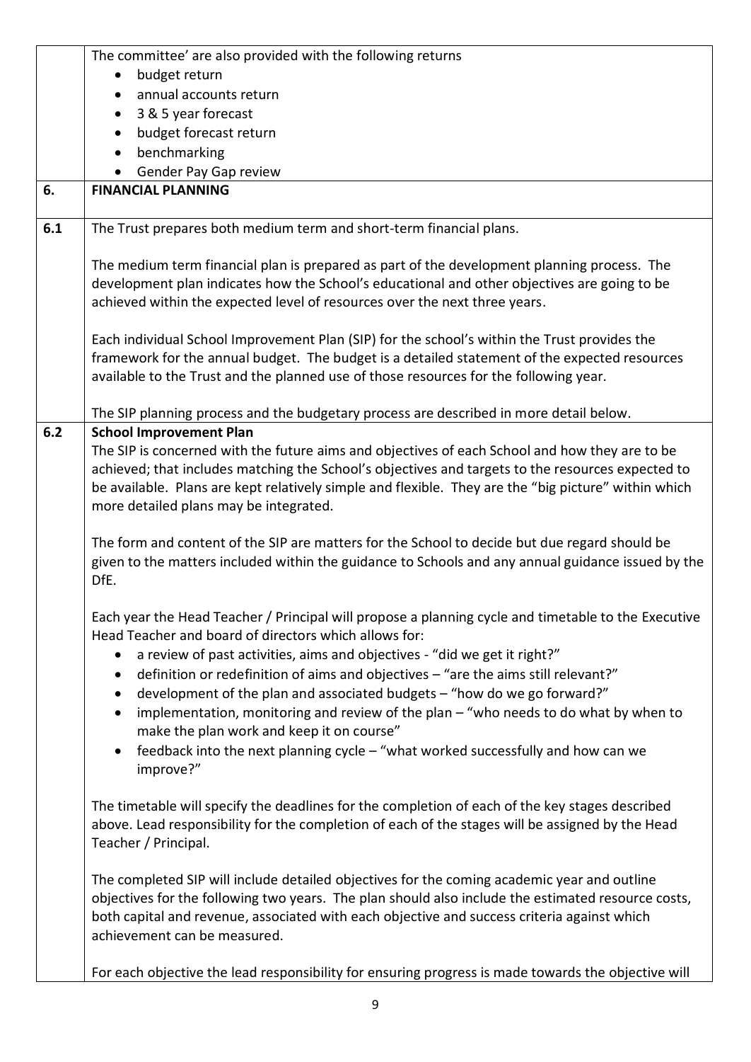The committee' are also provided with the following returns

- budget return
- annual accounts return
- 3 & 5 year forecast
- budget forecast return
- benchmarking
- Gender Pay Gap review

## 6. FINANCIAL PLANNING

**6.1** The Trust prepares both medium term and short-term financial plans.

The medium term financial plan is prepared as part of the development planning process. The development plan indicates how the School's educational and other objectives are going to be achieved within the expected level of resources over the next three years.

Each individual School Improvement Plan (SIP) for the school's within the Trust provides the framework for the annual budget. The budget is a detailed statement of the expected resources available to the Trust and the planned use of those resources for the following year.

The SIP planning process and the budgetary process are described in more detail below.

### 6.2 School Improvement Plan

The SIP is concerned with the future aims and objectives of each School and how they are to be achieved; that includes matching the School's objectives and targets to the resources expected to be available. Plans are kept relatively simple and flexible. They are the "big picture" within which more detailed plans may be integrated.

The form and content of the SIP are matters for the School to decide but due regard should be given to the matters included within the guidance to Schools and any annual guidance issued by the DfE.

Each year the Head Teacher / Principal will propose a planning cycle and timetable to the Executive Head Teacher and board of directors which allows for:

- a review of past activities, aims and objectives - "did we get it right?"
- definition or redefinition of aims and objectives – "are the aims still relevant?"
- development of the plan and associated budgets – "how do we go forward?"
- implementation, monitoring and review of the plan – "who needs to do what by when to make the plan work and keep it on course"
- feedback into the next planning cycle – "what worked successfully and how can we improve?"

The timetable will specify the deadlines for the completion of each of the key stages described above. Lead responsibility for the completion of each of the stages will be assigned by the Head Teacher / Principal.

The completed SIP will include detailed objectives for the coming academic year and outline objectives for the following two years. The plan should also include the estimated resource costs, both capital and revenue, associated with each objective and success criteria against which achievement can be measured.

For each objective the lead responsibility for ensuring progress is made towards the objective will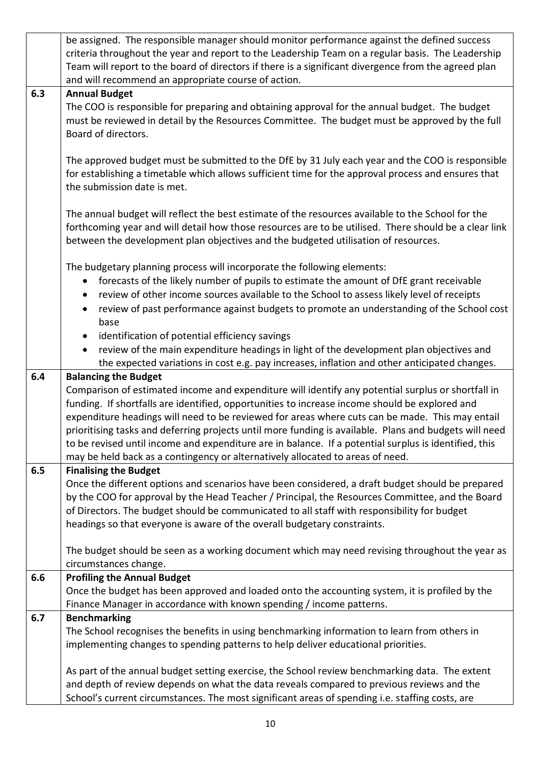|  |  |
| --- | --- |
|  | be assigned. The responsible manager should monitor performance against the defined success criteria throughout the year and report to the Leadership Team on a regular basis. The Leadership Team will report to the board of directors if there is a significant divergence from the agreed plan and will recommend an appropriate course of action. |
| 6.3 | **Annual Budget**<br>The COO is responsible for preparing and obtaining approval for the annual budget. The budget must be reviewed in detail by the Resources Committee. The budget must be approved by the full Board of directors.<br><br>The approved budget must be submitted to the DfE by 31 July each year and the COO is responsible for establishing a timetable which allows sufficient time for the approval process and ensures that the submission date is met.<br><br>The annual budget will reflect the best estimate of the resources available to the School for the forthcoming year and will detail how those resources are to be utilised. There should be a clear link between the development plan objectives and the budgeted utilisation of resources.<br><br>The budgetary planning process will incorporate the following elements:<br>• forecasts of the likely number of pupils to estimate the amount of DfE grant receivable<br>• review of other income sources available to the School to assess likely level of receipts<br>• review of past performance against budgets to promote an understanding of the School cost base<br>• identification of potential efficiency savings<br>• review of the main expenditure headings in light of the development plan objectives and the expected variations in cost e.g. pay increases, inflation and other anticipated changes. |
| 6.4 | **Balancing the Budget**<br>Comparison of estimated income and expenditure will identify any potential surplus or shortfall in funding. If shortfalls are identified, opportunities to increase income should be explored and expenditure headings will need to be reviewed for areas where cuts can be made. This may entail prioritising tasks and deferring projects until more funding is available. Plans and budgets will need to be revised until income and expenditure are in balance. If a potential surplus is identified, this may be held back as a contingency or alternatively allocated to areas of need. |
| 6.5 | **Finalising the Budget**<br>Once the different options and scenarios have been considered, a draft budget should be prepared by the COO for approval by the Head Teacher / Principal, the Resources Committee, and the Board of Directors. The budget should be communicated to all staff with responsibility for budget headings so that everyone is aware of the overall budgetary constraints.<br><br>The budget should be seen as a working document which may need revising throughout the year as circumstances change. |
| 6.6 | **Profiling the Annual Budget**<br>Once the budget has been approved and loaded onto the accounting system, it is profiled by the Finance Manager in accordance with known spending / income patterns. |
| 6.7 | **Benchmarking**<br>The School recognises the benefits in using benchmarking information to learn from others in implementing changes to spending patterns to help deliver educational priorities.<br><br>As part of the annual budget setting exercise, the School review benchmarking data. The extent and depth of review depends on what the data reveals compared to previous reviews and the School's current circumstances. The most significant areas of spending i.e. staffing costs, are |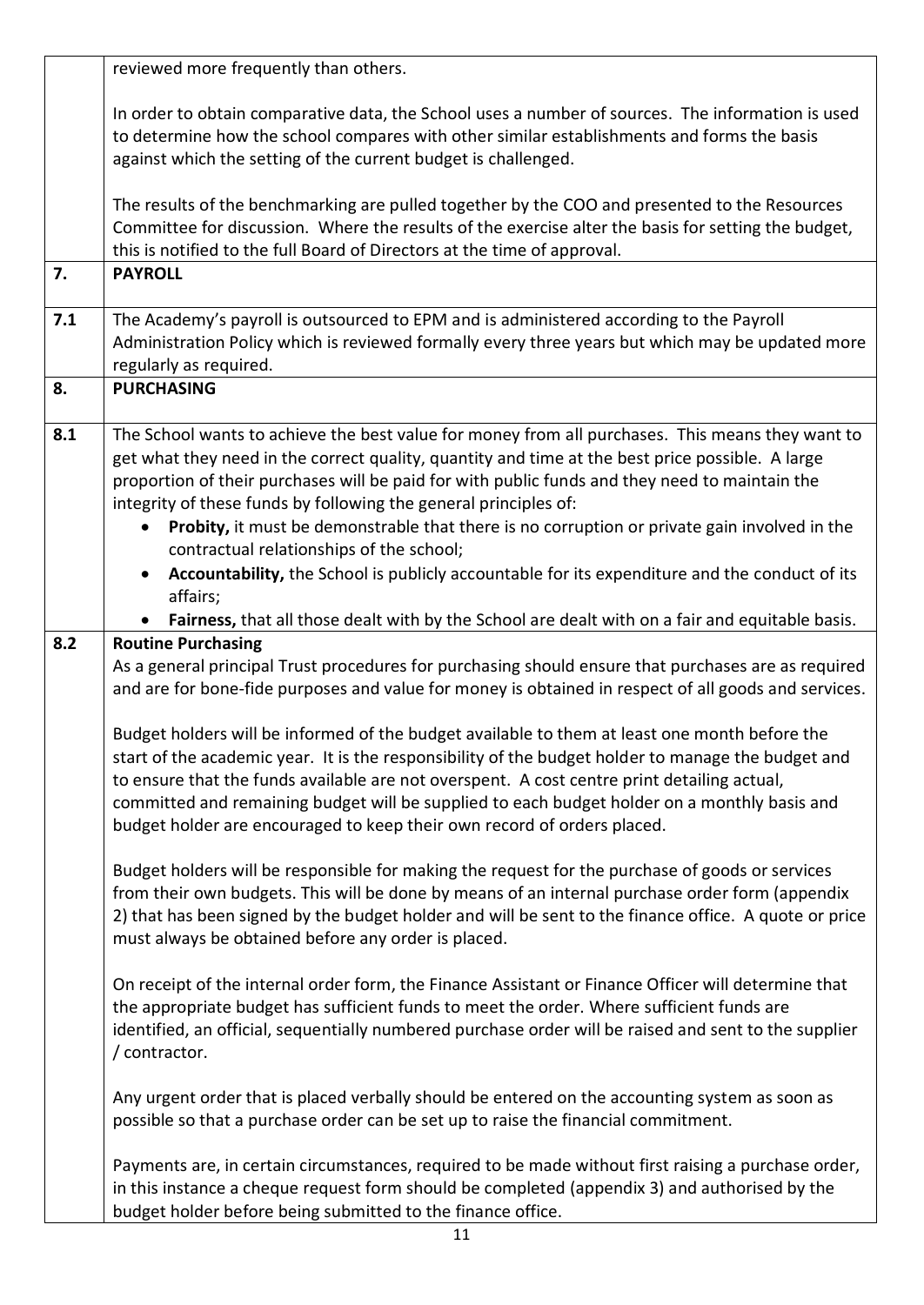reviewed more frequently than others.

In order to obtain comparative data, the School uses a number of sources. The information is used to determine how the school compares with other similar establishments and forms the basis against which the setting of the current budget is challenged.

The results of the benchmarking are pulled together by the COO and presented to the Resources Committee for discussion. Where the results of the exercise alter the basis for setting the budget, this is notified to the full Board of Directors at the time of approval.

## 7. PAYROLL

**7.1** The Academy's payroll is outsourced to EPM and is administered according to the Payroll Administration Policy which is reviewed formally every three years but which may be updated more regularly as required.

## 8. PURCHASING

**8.1** The School wants to achieve the best value for money from all purchases. This means they want to get what they need in the correct quality, quantity and time at the best price possible. A large proportion of their purchases will be paid for with public funds and they need to maintain the integrity of these funds by following the general principles of:

- **Probity,** it must be demonstrable that there is no corruption or private gain involved in the contractual relationships of the school;
- **Accountability,** the School is publicly accountable for its expenditure and the conduct of its affairs;
- **Fairness,** that all those dealt with by the School are dealt with on a fair and equitable basis.

**8.2** **Routine Purchasing**

As a general principal Trust procedures for purchasing should ensure that purchases are as required and are for bone-fide purposes and value for money is obtained in respect of all goods and services.

Budget holders will be informed of the budget available to them at least one month before the start of the academic year. It is the responsibility of the budget holder to manage the budget and to ensure that the funds available are not overspent. A cost centre print detailing actual, committed and remaining budget will be supplied to each budget holder on a monthly basis and budget holder are encouraged to keep their own record of orders placed.

Budget holders will be responsible for making the request for the purchase of goods or services from their own budgets. This will be done by means of an internal purchase order form (appendix 2) that has been signed by the budget holder and will be sent to the finance office. A quote or price must always be obtained before any order is placed.

On receipt of the internal order form, the Finance Assistant or Finance Officer will determine that the appropriate budget has sufficient funds to meet the order. Where sufficient funds are identified, an official, sequentially numbered purchase order will be raised and sent to the supplier / contractor.

Any urgent order that is placed verbally should be entered on the accounting system as soon as possible so that a purchase order can be set up to raise the financial commitment.

Payments are, in certain circumstances, required to be made without first raising a purchase order, in this instance a cheque request form should be completed (appendix 3) and authorised by the budget holder before being submitted to the finance office.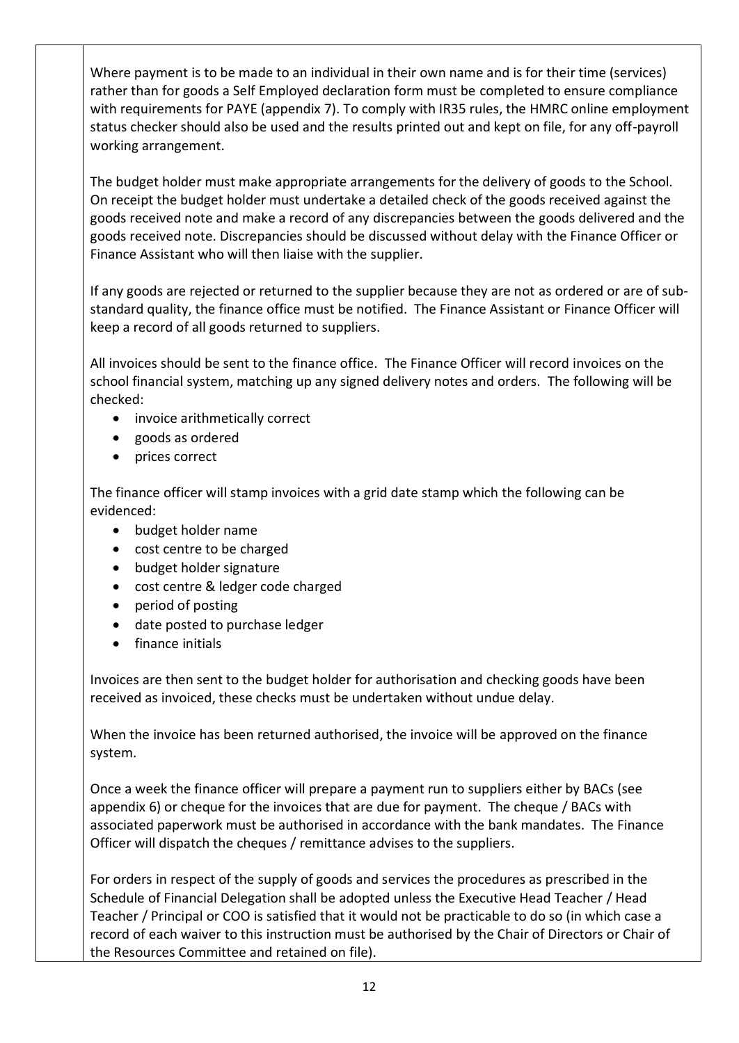Where payment is to be made to an individual in their own name and is for their time (services) rather than for goods a Self Employed declaration form must be completed to ensure compliance with requirements for PAYE (appendix 7). To comply with IR35 rules, the HMRC online employment status checker should also be used and the results printed out and kept on file, for any off-payroll working arrangement.

The budget holder must make appropriate arrangements for the delivery of goods to the School. On receipt the budget holder must undertake a detailed check of the goods received against the goods received note and make a record of any discrepancies between the goods delivered and the goods received note. Discrepancies should be discussed without delay with the Finance Officer or Finance Assistant who will then liaise with the supplier.

If any goods are rejected or returned to the supplier because they are not as ordered or are of sub-standard quality, the finance office must be notified. The Finance Assistant or Finance Officer will keep a record of all goods returned to suppliers.

All invoices should be sent to the finance office. The Finance Officer will record invoices on the school financial system, matching up any signed delivery notes and orders. The following will be checked:

- invoice arithmetically correct
- goods as ordered
- prices correct

The finance officer will stamp invoices with a grid date stamp which the following can be evidenced:

- budget holder name
- cost centre to be charged
- budget holder signature
- cost centre & ledger code charged
- period of posting
- date posted to purchase ledger
- finance initials

Invoices are then sent to the budget holder for authorisation and checking goods have been received as invoiced, these checks must be undertaken without undue delay.

When the invoice has been returned authorised, the invoice will be approved on the finance system.

Once a week the finance officer will prepare a payment run to suppliers either by BACs (see appendix 6) or cheque for the invoices that are due for payment. The cheque / BACs with associated paperwork must be authorised in accordance with the bank mandates. The Finance Officer will dispatch the cheques / remittance advises to the suppliers.

For orders in respect of the supply of goods and services the procedures as prescribed in the Schedule of Financial Delegation shall be adopted unless the Executive Head Teacher / Head Teacher / Principal or COO is satisfied that it would not be practicable to do so (in which case a record of each waiver to this instruction must be authorised by the Chair of Directors or Chair of the Resources Committee and retained on file).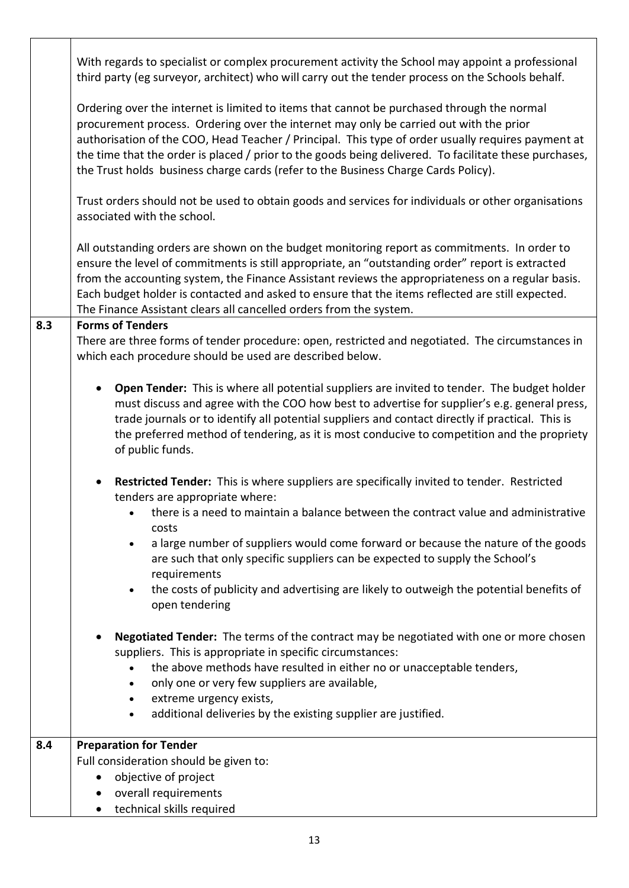With regards to specialist or complex procurement activity the School may appoint a professional third party (eg surveyor, architect) who will carry out the tender process on the Schools behalf.

Ordering over the internet is limited to items that cannot be purchased through the normal procurement process. Ordering over the internet may only be carried out with the prior authorisation of the COO, Head Teacher / Principal. This type of order usually requires payment at the time that the order is placed / prior to the goods being delivered. To facilitate these purchases, the Trust holds business charge cards (refer to the Business Charge Cards Policy).

Trust orders should not be used to obtain goods and services for individuals or other organisations associated with the school.

All outstanding orders are shown on the budget monitoring report as commitments. In order to ensure the level of commitments is still appropriate, an "outstanding order" report is extracted from the accounting system, the Finance Assistant reviews the appropriateness on a regular basis. Each budget holder is contacted and asked to ensure that the items reflected are still expected. The Finance Assistant clears all cancelled orders from the system.

**8.3 Forms of Tenders**

There are three forms of tender procedure: open, restricted and negotiated. The circumstances in which each procedure should be used are described below.

- **Open Tender:** This is where all potential suppliers are invited to tender. The budget holder must discuss and agree with the COO how best to advertise for supplier's e.g. general press, trade journals or to identify all potential suppliers and contact directly if practical. This is the preferred method of tendering, as it is most conducive to competition and the propriety of public funds.

- **Restricted Tender:** This is where suppliers are specifically invited to tender. Restricted tenders are appropriate where:
    - there is a need to maintain a balance between the contract value and administrative costs
    - a large number of suppliers would come forward or because the nature of the goods are such that only specific suppliers can be expected to supply the School's requirements
    - the costs of publicity and advertising are likely to outweigh the potential benefits of open tendering

- **Negotiated Tender:** The terms of the contract may be negotiated with one or more chosen suppliers. This is appropriate in specific circumstances:
    - the above methods have resulted in either no or unacceptable tenders,
    - only one or very few suppliers are available,
    - extreme urgency exists,
    - additional deliveries by the existing supplier are justified.

**8.4 Preparation for Tender**

Full consideration should be given to:

- objective of project
- overall requirements
- technical skills required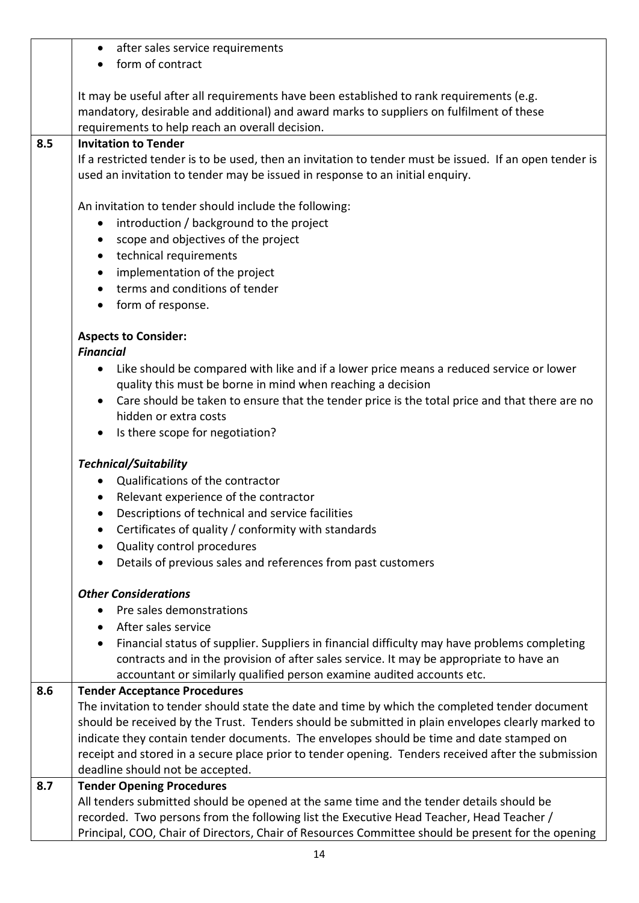- after sales service requirements
- form of contract

It may be useful after all requirements have been established to rank requirements (e.g. mandatory, desirable and additional) and award marks to suppliers on fulfilment of these requirements to help reach an overall decision.

## 8.5 Invitation to Tender

If a restricted tender is to be used, then an invitation to tender must be issued. If an open tender is used an invitation to tender may be issued in response to an initial enquiry.

An invitation to tender should include the following:

- introduction / background to the project
- scope and objectives of the project
- technical requirements
- implementation of the project
- terms and conditions of tender
- form of response.

**Aspects to Consider:**

***Financial***

- Like should be compared with like and if a lower price means a reduced service or lower quality this must be borne in mind when reaching a decision
- Care should be taken to ensure that the tender price is the total price and that there are no hidden or extra costs
- Is there scope for negotiation?

***Technical/Suitability***

- Qualifications of the contractor
- Relevant experience of the contractor
- Descriptions of technical and service facilities
- Certificates of quality / conformity with standards
- Quality control procedures
- Details of previous sales and references from past customers

***Other Considerations***

- Pre sales demonstrations
- After sales service
- Financial status of supplier. Suppliers in financial difficulty may have problems completing contracts and in the provision of after sales service. It may be appropriate to have an accountant or similarly qualified person examine audited accounts etc.

## 8.6 Tender Acceptance Procedures

The invitation to tender should state the date and time by which the completed tender document should be received by the Trust. Tenders should be submitted in plain envelopes clearly marked to indicate they contain tender documents. The envelopes should be time and date stamped on receipt and stored in a secure place prior to tender opening. Tenders received after the submission deadline should not be accepted.

## 8.7 Tender Opening Procedures

All tenders submitted should be opened at the same time and the tender details should be recorded. Two persons from the following list the Executive Head Teacher, Head Teacher / Principal, COO, Chair of Directors, Chair of Resources Committee should be present for the opening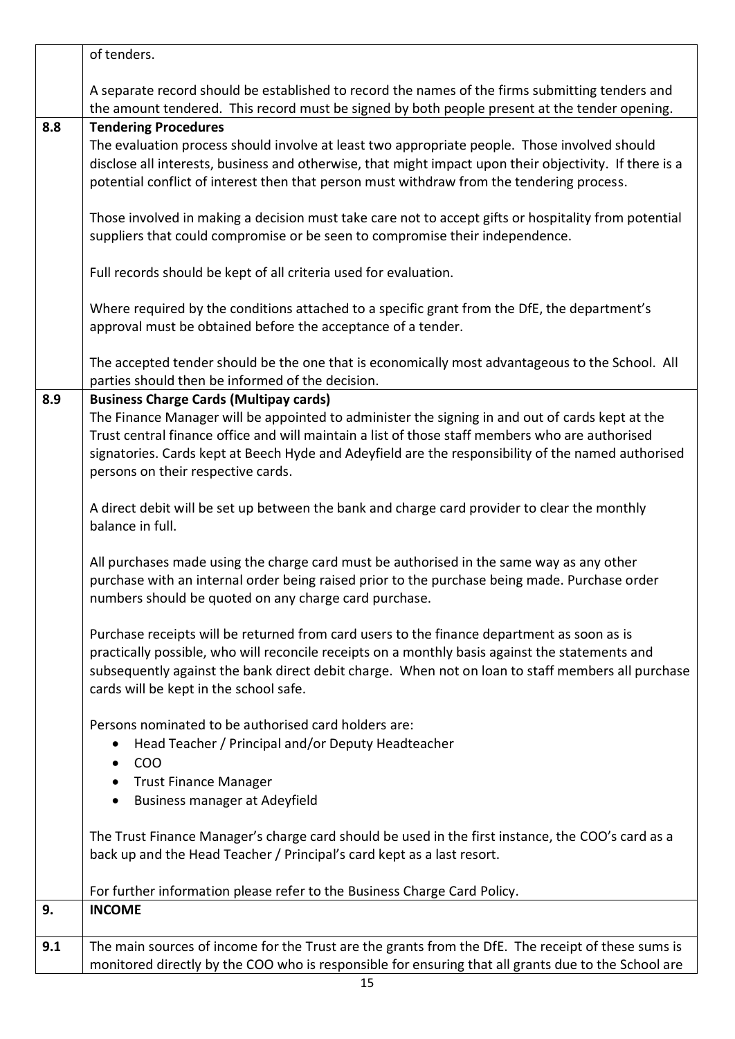| | |
|---|---|
| | of tenders.<br><br>A separate record should be established to record the names of the firms submitting tenders and the amount tendered. This record must be signed by both people present at the tender opening. |
| **8.8** | **Tendering Procedures**<br>The evaluation process should involve at least two appropriate people. Those involved should disclose all interests, business and otherwise, that might impact upon their objectivity. If there is a potential conflict of interest then that person must withdraw from the tendering process.<br><br>Those involved in making a decision must take care not to accept gifts or hospitality from potential suppliers that could compromise or be seen to compromise their independence.<br><br>Full records should be kept of all criteria used for evaluation.<br><br>Where required by the conditions attached to a specific grant from the DfE, the department's approval must be obtained before the acceptance of a tender.<br><br>The accepted tender should be the one that is economically most advantageous to the School. All parties should then be informed of the decision. |
| **8.9** | **Business Charge Cards (Multipay cards)**<br>The Finance Manager will be appointed to administer the signing in and out of cards kept at the Trust central finance office and will maintain a list of those staff members who are authorised signatories. Cards kept at Beech Hyde and Adeyfield are the responsibility of the named authorised persons on their respective cards.<br><br>A direct debit will be set up between the bank and charge card provider to clear the monthly balance in full.<br><br>All purchases made using the charge card must be authorised in the same way as any other purchase with an internal order being raised prior to the purchase being made. Purchase order numbers should be quoted on any charge card purchase.<br><br>Purchase receipts will be returned from card users to the finance department as soon as is practically possible, who will reconcile receipts on a monthly basis against the statements and subsequently against the bank direct debit charge. When not on loan to staff members all purchase cards will be kept in the school safe.<br><br>Persons nominated to be authorised card holders are:<br>• Head Teacher / Principal and/or Deputy Headteacher<br>• COO<br>• Trust Finance Manager<br>• Business manager at Adeyfield<br><br>The Trust Finance Manager's charge card should be used in the first instance, the COO's card as a back up and the Head Teacher / Principal's card kept as a last resort.<br><br>For further information please refer to the Business Charge Card Policy. |
| **9.** | **INCOME** |
| **9.1** | The main sources of income for the Trust are the grants from the DfE. The receipt of these sums is monitored directly by the COO who is responsible for ensuring that all grants due to the School are |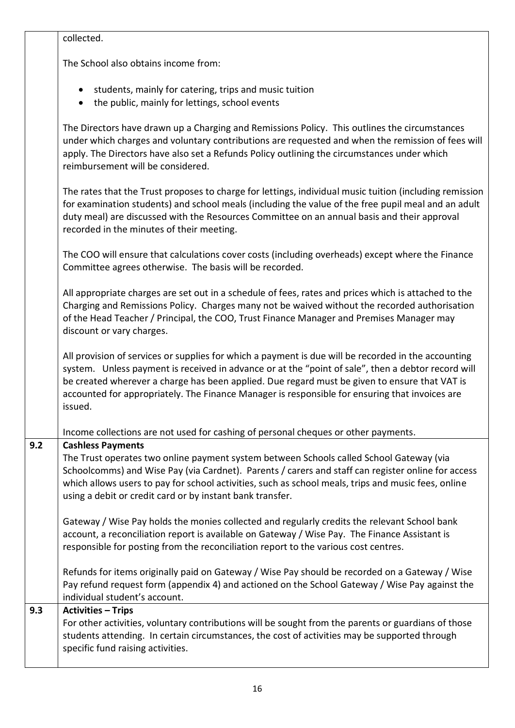collected.

The School also obtains income from:

- students, mainly for catering, trips and music tuition
- the public, mainly for lettings, school events

The Directors have drawn up a Charging and Remissions Policy. This outlines the circumstances under which charges and voluntary contributions are requested and when the remission of fees will apply. The Directors have also set a Refunds Policy outlining the circumstances under which reimbursement will be considered.

The rates that the Trust proposes to charge for lettings, individual music tuition (including remission for examination students) and school meals (including the value of the free pupil meal and an adult duty meal) are discussed with the Resources Committee on an annual basis and their approval recorded in the minutes of their meeting.

The COO will ensure that calculations cover costs (including overheads) except where the Finance Committee agrees otherwise. The basis will be recorded.

All appropriate charges are set out in a schedule of fees, rates and prices which is attached to the Charging and Remissions Policy. Charges many not be waived without the recorded authorisation of the Head Teacher / Principal, the COO, Trust Finance Manager and Premises Manager may discount or vary charges.

All provision of services or supplies for which a payment is due will be recorded in the accounting system. Unless payment is received in advance or at the "point of sale", then a debtor record will be created wherever a charge has been applied. Due regard must be given to ensure that VAT is accounted for appropriately. The Finance Manager is responsible for ensuring that invoices are issued.

Income collections are not used for cashing of personal cheques or other payments.

## 9.2 Cashless Payments

The Trust operates two online payment system between Schools called School Gateway (via Schoolcomms) and Wise Pay (via Cardnet). Parents / carers and staff can register online for access which allows users to pay for school activities, such as school meals, trips and music fees, online using a debit or credit card or by instant bank transfer.

Gateway / Wise Pay holds the monies collected and regularly credits the relevant School bank account, a reconciliation report is available on Gateway / Wise Pay. The Finance Assistant is responsible for posting from the reconciliation report to the various cost centres.

Refunds for items originally paid on Gateway / Wise Pay should be recorded on a Gateway / Wise Pay refund request form (appendix 4) and actioned on the School Gateway / Wise Pay against the individual student's account.

## 9.3 Activities – Trips

For other activities, voluntary contributions will be sought from the parents or guardians of those students attending. In certain circumstances, the cost of activities may be supported through specific fund raising activities.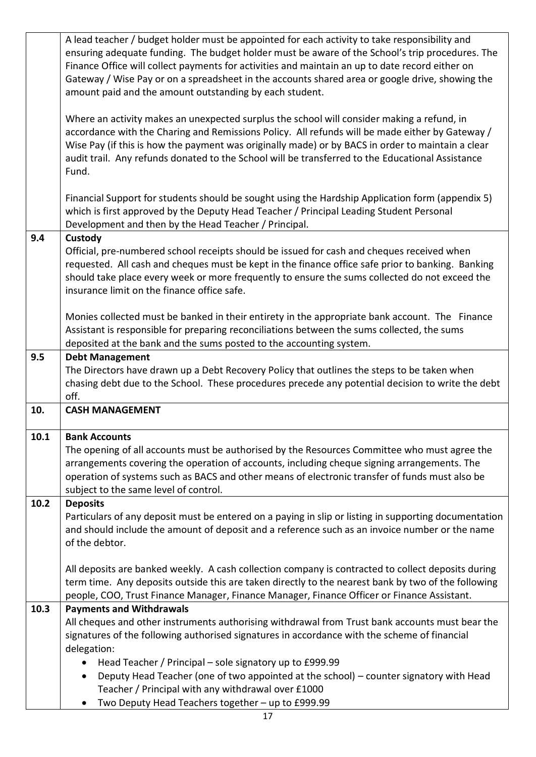A lead teacher / budget holder must be appointed for each activity to take responsibility and ensuring adequate funding. The budget holder must be aware of the School's trip procedures. The Finance Office will collect payments for activities and maintain an up to date record either on Gateway / Wise Pay or on a spreadsheet in the accounts shared area or google drive, showing the amount paid and the amount outstanding by each student.

Where an activity makes an unexpected surplus the school will consider making a refund, in accordance with the Charing and Remissions Policy. All refunds will be made either by Gateway / Wise Pay (if this is how the payment was originally made) or by BACS in order to maintain a clear audit trail. Any refunds donated to the School will be transferred to the Educational Assistance Fund.

Financial Support for students should be sought using the Hardship Application form (appendix 5) which is first approved by the Deputy Head Teacher / Principal Leading Student Personal Development and then by the Head Teacher / Principal.

### 9.4 Custody

Official, pre-numbered school receipts should be issued for cash and cheques received when requested. All cash and cheques must be kept in the finance office safe prior to banking. Banking should take place every week or more frequently to ensure the sums collected do not exceed the insurance limit on the finance office safe.

Monies collected must be banked in their entirety in the appropriate bank account. The Finance Assistant is responsible for preparing reconciliations between the sums collected, the sums deposited at the bank and the sums posted to the accounting system.

### 9.5 Debt Management

The Directors have drawn up a Debt Recovery Policy that outlines the steps to be taken when chasing debt due to the School. These procedures precede any potential decision to write the debt off.

## 10. CASH MANAGEMENT

### 10.1 Bank Accounts

The opening of all accounts must be authorised by the Resources Committee who must agree the arrangements covering the operation of accounts, including cheque signing arrangements. The operation of systems such as BACS and other means of electronic transfer of funds must also be subject to the same level of control.

### 10.2 Deposits

Particulars of any deposit must be entered on a paying in slip or listing in supporting documentation and should include the amount of deposit and a reference such as an invoice number or the name of the debtor.

All deposits are banked weekly. A cash collection company is contracted to collect deposits during term time. Any deposits outside this are taken directly to the nearest bank by two of the following people, COO, Trust Finance Manager, Finance Manager, Finance Officer or Finance Assistant.

### 10.3 Payments and Withdrawals

All cheques and other instruments authorising withdrawal from Trust bank accounts must bear the signatures of the following authorised signatures in accordance with the scheme of financial delegation:

- Head Teacher / Principal – sole signatory up to £999.99
- Deputy Head Teacher (one of two appointed at the school) – counter signatory with Head Teacher / Principal with any withdrawal over £1000
- Two Deputy Head Teachers together – up to £999.99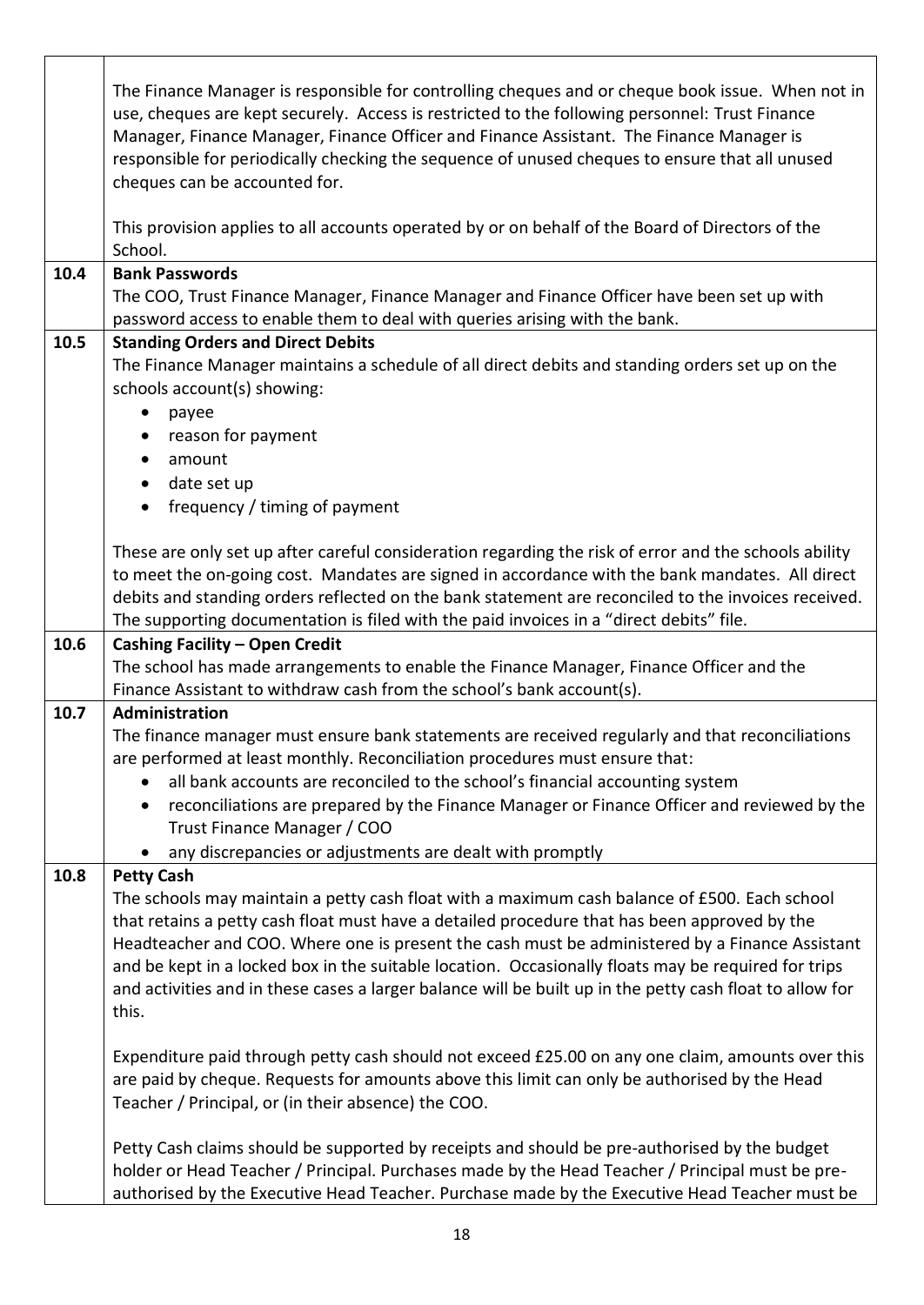|  |  |
|---|---|
|  | The Finance Manager is responsible for controlling cheques and or cheque book issue. When not in use, cheques are kept securely. Access is restricted to the following personnel: Trust Finance Manager, Finance Manager, Finance Officer and Finance Assistant. The Finance Manager is responsible for periodically checking the sequence of unused cheques to ensure that all unused cheques can be accounted for.<br><br>This provision applies to all accounts operated by or on behalf of the Board of Directors of the School. |
| 10.4 | **Bank Passwords**<br>The COO, Trust Finance Manager, Finance Manager and Finance Officer have been set up with password access to enable them to deal with queries arising with the bank. |
| 10.5 | **Standing Orders and Direct Debits**<br>The Finance Manager maintains a schedule of all direct debits and standing orders set up on the schools account(s) showing:<br>• payee<br>• reason for payment<br>• amount<br>• date set up<br>• frequency / timing of payment<br><br>These are only set up after careful consideration regarding the risk of error and the schools ability to meet the on-going cost. Mandates are signed in accordance with the bank mandates. All direct debits and standing orders reflected on the bank statement are reconciled to the invoices received. The supporting documentation is filed with the paid invoices in a "direct debits" file. |
| 10.6 | **Cashing Facility – Open Credit**<br>The school has made arrangements to enable the Finance Manager, Finance Officer and the Finance Assistant to withdraw cash from the school's bank account(s). |
| 10.7 | **Administration**<br>The finance manager must ensure bank statements are received regularly and that reconciliations are performed at least monthly. Reconciliation procedures must ensure that:<br>• all bank accounts are reconciled to the school's financial accounting system<br>• reconciliations are prepared by the Finance Manager or Finance Officer and reviewed by the Trust Finance Manager / COO<br>• any discrepancies or adjustments are dealt with promptly |
| 10.8 | **Petty Cash**<br>The schools may maintain a petty cash float with a maximum cash balance of £500. Each school that retains a petty cash float must have a detailed procedure that has been approved by the Headteacher and COO. Where one is present the cash must be administered by a Finance Assistant and be kept in a locked box in the suitable location. Occasionally floats may be required for trips and activities and in these cases a larger balance will be built up in the petty cash float to allow for this.<br><br>Expenditure paid through petty cash should not exceed £25.00 on any one claim, amounts over this are paid by cheque. Requests for amounts above this limit can only be authorised by the Head Teacher / Principal, or (in their absence) the COO.<br><br>Petty Cash claims should be supported by receipts and should be pre-authorised by the budget holder or Head Teacher / Principal. Purchases made by the Head Teacher / Principal must be pre-authorised by the Executive Head Teacher. Purchase made by the Executive Head Teacher must be |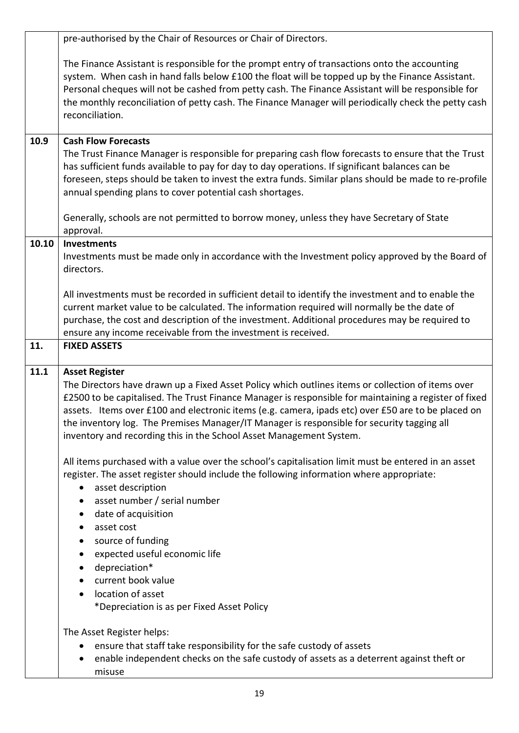pre-authorised by the Chair of Resources or Chair of Directors.

The Finance Assistant is responsible for the prompt entry of transactions onto the accounting system. When cash in hand falls below £100 the float will be topped up by the Finance Assistant. Personal cheques will not be cashed from petty cash. The Finance Assistant will be responsible for the monthly reconciliation of petty cash. The Finance Manager will periodically check the petty cash reconciliation.

### 10.9 Cash Flow Forecasts

The Trust Finance Manager is responsible for preparing cash flow forecasts to ensure that the Trust has sufficient funds available to pay for day to day operations. If significant balances can be foreseen, steps should be taken to invest the extra funds. Similar plans should be made to re-profile annual spending plans to cover potential cash shortages.

Generally, schools are not permitted to borrow money, unless they have Secretary of State approval.

### 10.10 Investments

Investments must be made only in accordance with the Investment policy approved by the Board of directors.

All investments must be recorded in sufficient detail to identify the investment and to enable the current market value to be calculated. The information required will normally be the date of purchase, the cost and description of the investment. Additional procedures may be required to ensure any income receivable from the investment is received.

## 11. FIXED ASSETS

### 11.1 Asset Register

The Directors have drawn up a Fixed Asset Policy which outlines items or collection of items over £2500 to be capitalised. The Trust Finance Manager is responsible for maintaining a register of fixed assets. Items over £100 and electronic items (e.g. camera, ipads etc) over £50 are to be placed on the inventory log. The Premises Manager/IT Manager is responsible for security tagging all inventory and recording this in the School Asset Management System.

All items purchased with a value over the school's capitalisation limit must be entered in an asset register. The asset register should include the following information where appropriate:

- asset description
- asset number / serial number
- date of acquisition
- asset cost
- source of funding
- expected useful economic life
- depreciation*
- current book value
- location of asset

*Depreciation is as per Fixed Asset Policy

The Asset Register helps:

- ensure that staff take responsibility for the safe custody of assets
- enable independent checks on the safe custody of assets as a deterrent against theft or misuse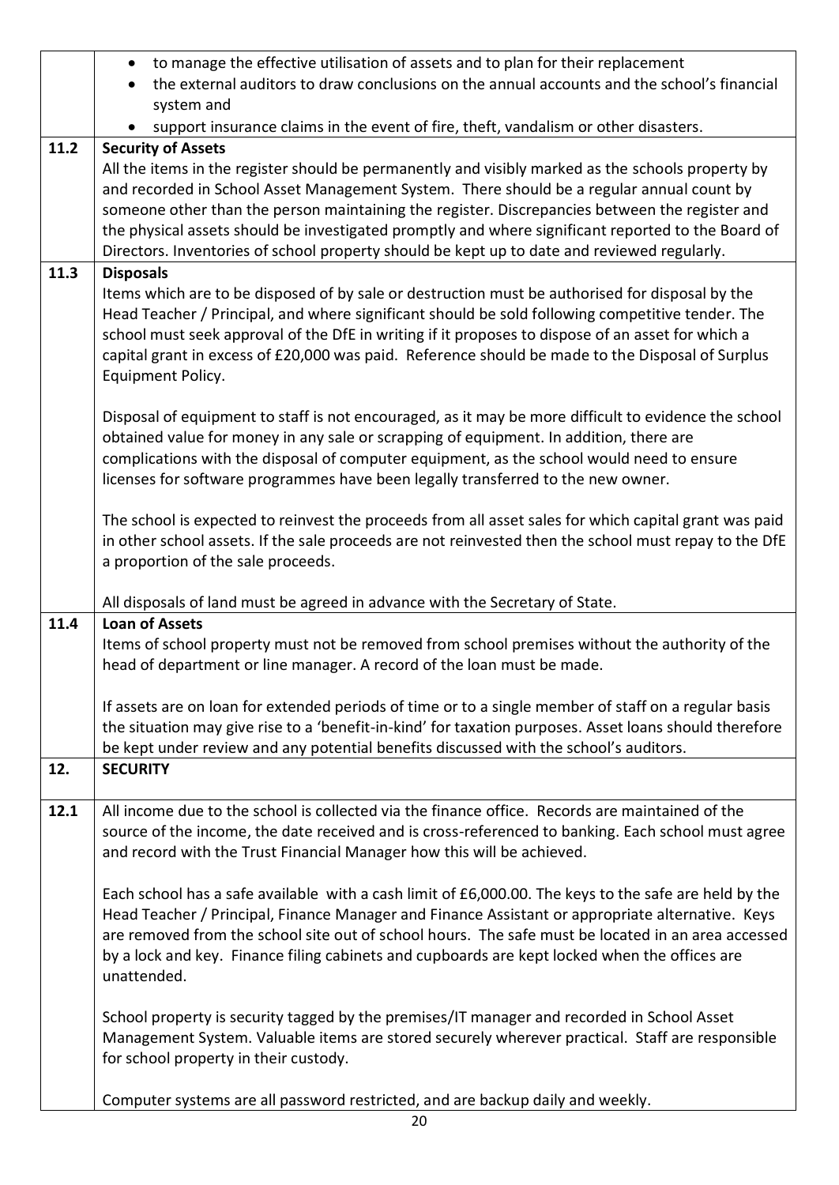| | |
|---|---|
| | • to manage the effective utilisation of assets and to plan for their replacement<br>• the external auditors to draw conclusions on the annual accounts and the school's financial system and<br>• support insurance claims in the event of fire, theft, vandalism or other disasters. |
| **11.2** | **Security of Assets**<br>All the items in the register should be permanently and visibly marked as the schools property by and recorded in School Asset Management System. There should be a regular annual count by someone other than the person maintaining the register. Discrepancies between the register and the physical assets should be investigated promptly and where significant reported to the Board of Directors. Inventories of school property should be kept up to date and reviewed regularly. |
| **11.3** | **Disposals**<br>Items which are to be disposed of by sale or destruction must be authorised for disposal by the Head Teacher / Principal, and where significant should be sold following competitive tender. The school must seek approval of the DfE in writing if it proposes to dispose of an asset for which a capital grant in excess of £20,000 was paid. Reference should be made to the Disposal of Surplus Equipment Policy.<br><br>Disposal of equipment to staff is not encouraged, as it may be more difficult to evidence the school obtained value for money in any sale or scrapping of equipment. In addition, there are complications with the disposal of computer equipment, as the school would need to ensure licenses for software programmes have been legally transferred to the new owner.<br><br>The school is expected to reinvest the proceeds from all asset sales for which capital grant was paid in other school assets. If the sale proceeds are not reinvested then the school must repay to the DfE a proportion of the sale proceeds.<br><br>All disposals of land must be agreed in advance with the Secretary of State. |
| **11.4** | **Loan of Assets**<br>Items of school property must not be removed from school premises without the authority of the head of department or line manager. A record of the loan must be made.<br><br>If assets are on loan for extended periods of time or to a single member of staff on a regular basis the situation may give rise to a 'benefit-in-kind' for taxation purposes. Asset loans should therefore be kept under review and any potential benefits discussed with the school's auditors. |
| **12.** | **SECURITY** |
| **12.1** | All income due to the school is collected via the finance office. Records are maintained of the source of the income, the date received and is cross-referenced to banking. Each school must agree and record with the Trust Financial Manager how this will be achieved.<br><br>Each school has a safe available with a cash limit of £6,000.00. The keys to the safe are held by the Head Teacher / Principal, Finance Manager and Finance Assistant or appropriate alternative. Keys are removed from the school site out of school hours. The safe must be located in an area accessed by a lock and key. Finance filing cabinets and cupboards are kept locked when the offices are unattended.<br><br>School property is security tagged by the premises/IT manager and recorded in School Asset Management System. Valuable items are stored securely wherever practical. Staff are responsible for school property in their custody.<br><br>Computer systems are all password restricted, and are backup daily and weekly. |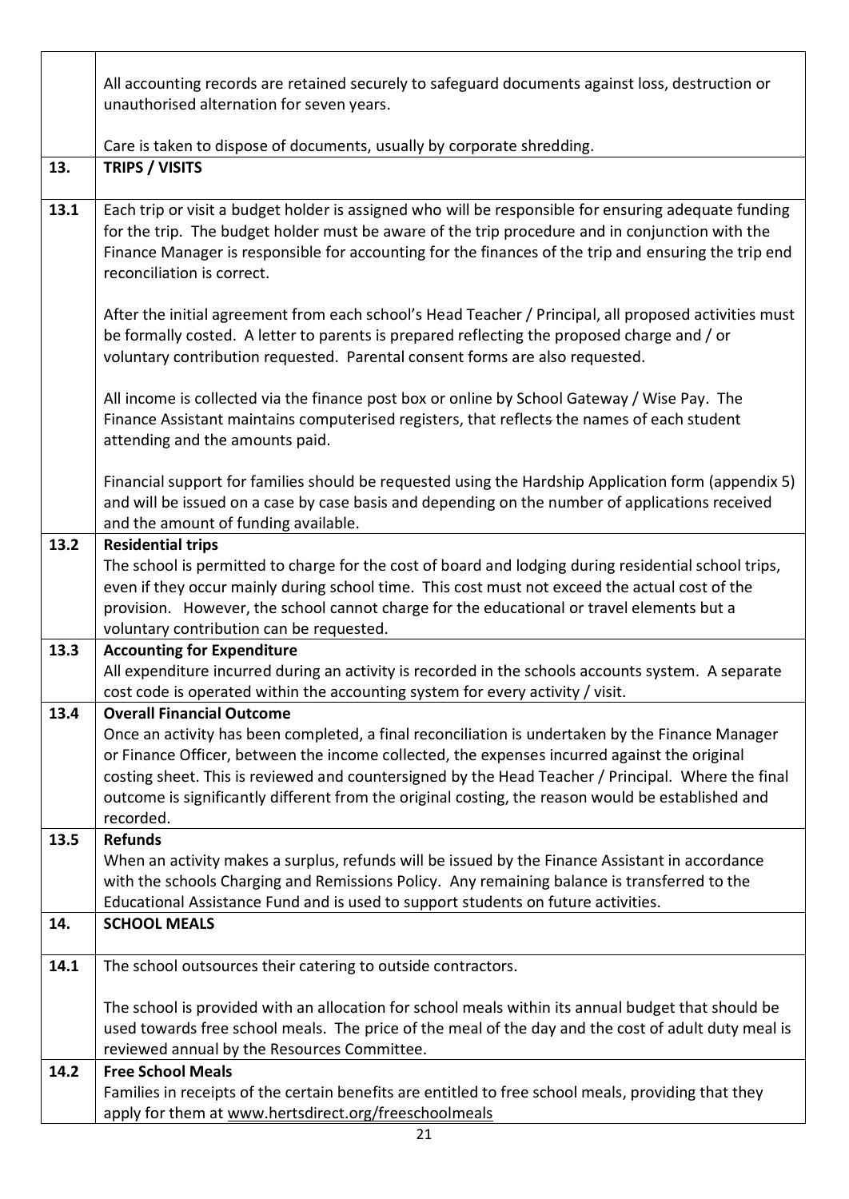| | |
|---|---|
| | All accounting records are retained securely to safeguard documents against loss, destruction or unauthorised alternation for seven years.<br><br>Care is taken to dispose of documents, usually by corporate shredding. |
| **13.** | **TRIPS / VISITS** |
| **13.1** | Each trip or visit a budget holder is assigned who will be responsible for ensuring adequate funding for the trip. The budget holder must be aware of the trip procedure and in conjunction with the Finance Manager is responsible for accounting for the finances of the trip and ensuring the trip end reconciliation is correct.<br><br>After the initial agreement from each school's Head Teacher / Principal, all proposed activities must be formally costed. A letter to parents is prepared reflecting the proposed charge and / or voluntary contribution requested. Parental consent forms are also requested.<br><br>All income is collected via the finance post box or online by School Gateway / Wise Pay. The Finance Assistant maintains computerised registers, that reflects the names of each student attending and the amounts paid.<br><br>Financial support for families should be requested using the Hardship Application form (appendix 5) and will be issued on a case by case basis and depending on the number of applications received and the amount of funding available. |
| **13.2** | **Residential trips**<br>The school is permitted to charge for the cost of board and lodging during residential school trips, even if they occur mainly during school time. This cost must not exceed the actual cost of the provision. However, the school cannot charge for the educational or travel elements but a voluntary contribution can be requested. |
| **13.3** | **Accounting for Expenditure**<br>All expenditure incurred during an activity is recorded in the schools accounts system. A separate cost code is operated within the accounting system for every activity / visit. |
| **13.4** | **Overall Financial Outcome**<br>Once an activity has been completed, a final reconciliation is undertaken by the Finance Manager or Finance Officer, between the income collected, the expenses incurred against the original costing sheet. This is reviewed and countersigned by the Head Teacher / Principal. Where the final outcome is significantly different from the original costing, the reason would be established and recorded. |
| **13.5** | **Refunds**<br>When an activity makes a surplus, refunds will be issued by the Finance Assistant in accordance with the schools Charging and Remissions Policy. Any remaining balance is transferred to the Educational Assistance Fund and is used to support students on future activities. |
| **14.** | **SCHOOL MEALS** |
| **14.1** | The school outsources their catering to outside contractors.<br><br>The school is provided with an allocation for school meals within its annual budget that should be used towards free school meals. The price of the meal of the day and the cost of adult duty meal is reviewed annual by the Resources Committee. |
| **14.2** | **Free School Meals**<br>Families in receipts of the certain benefits are entitled to free school meals, providing that they apply for them at www.hertsdirect.org/freeschoolmeals |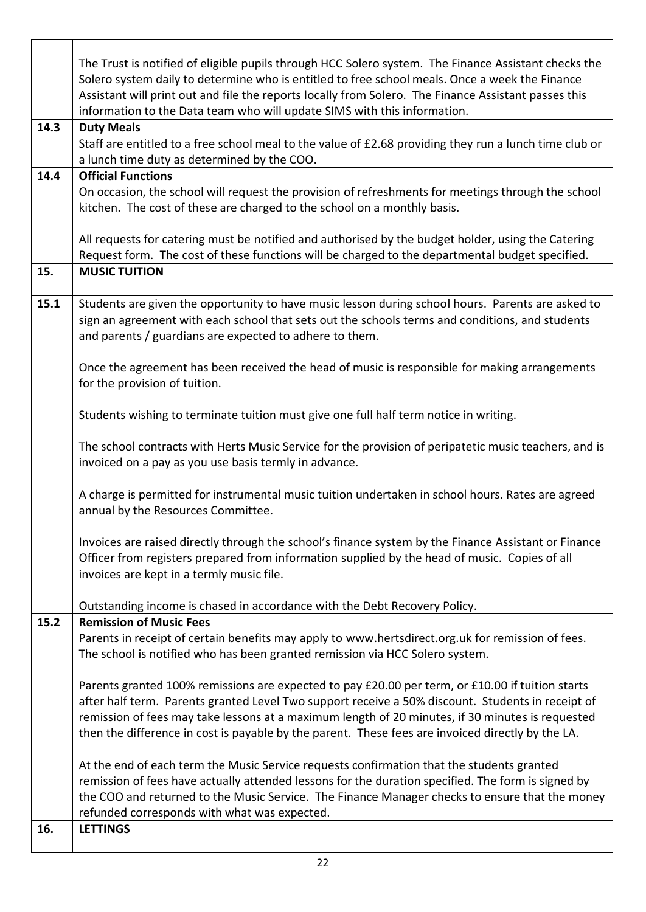| | |
|---|---|
| | The Trust is notified of eligible pupils through HCC Solero system. The Finance Assistant checks the Solero system daily to determine who is entitled to free school meals. Once a week the Finance Assistant will print out and file the reports locally from Solero. The Finance Assistant passes this information to the Data team who will update SIMS with this information. |
| **14.3** | **Duty Meals**<br>Staff are entitled to a free school meal to the value of £2.68 providing they run a lunch time club or a lunch time duty as determined by the COO. |
| **14.4** | **Official Functions**<br>On occasion, the school will request the provision of refreshments for meetings through the school kitchen. The cost of these are charged to the school on a monthly basis.<br><br>All requests for catering must be notified and authorised by the budget holder, using the Catering Request form. The cost of these functions will be charged to the departmental budget specified. |
| **15.** | **MUSIC TUITION** |
| **15.1** | Students are given the opportunity to have music lesson during school hours. Parents are asked to sign an agreement with each school that sets out the schools terms and conditions, and students and parents / guardians are expected to adhere to them.<br><br>Once the agreement has been received the head of music is responsible for making arrangements for the provision of tuition.<br><br>Students wishing to terminate tuition must give one full half term notice in writing.<br><br>The school contracts with Herts Music Service for the provision of peripatetic music teachers, and is invoiced on a pay as you use basis termly in advance.<br><br>A charge is permitted for instrumental music tuition undertaken in school hours. Rates are agreed annual by the Resources Committee.<br><br>Invoices are raised directly through the school's finance system by the Finance Assistant or Finance Officer from registers prepared from information supplied by the head of music. Copies of all invoices are kept in a termly music file.<br><br>Outstanding income is chased in accordance with the Debt Recovery Policy. |
| **15.2** | **Remission of Music Fees**<br>Parents in receipt of certain benefits may apply to www.hertsdirect.org.uk for remission of fees. The school is notified who has been granted remission via HCC Solero system.<br><br>Parents granted 100% remissions are expected to pay £20.00 per term, or £10.00 if tuition starts after half term. Parents granted Level Two support receive a 50% discount. Students in receipt of remission of fees may take lessons at a maximum length of 20 minutes, if 30 minutes is requested then the difference in cost is payable by the parent. These fees are invoiced directly by the LA.<br><br>At the end of each term the Music Service requests confirmation that the students granted remission of fees have actually attended lessons for the duration specified. The form is signed by the COO and returned to the Music Service. The Finance Manager checks to ensure that the money refunded corresponds with what was expected. |
| **16.** | **LETTINGS** |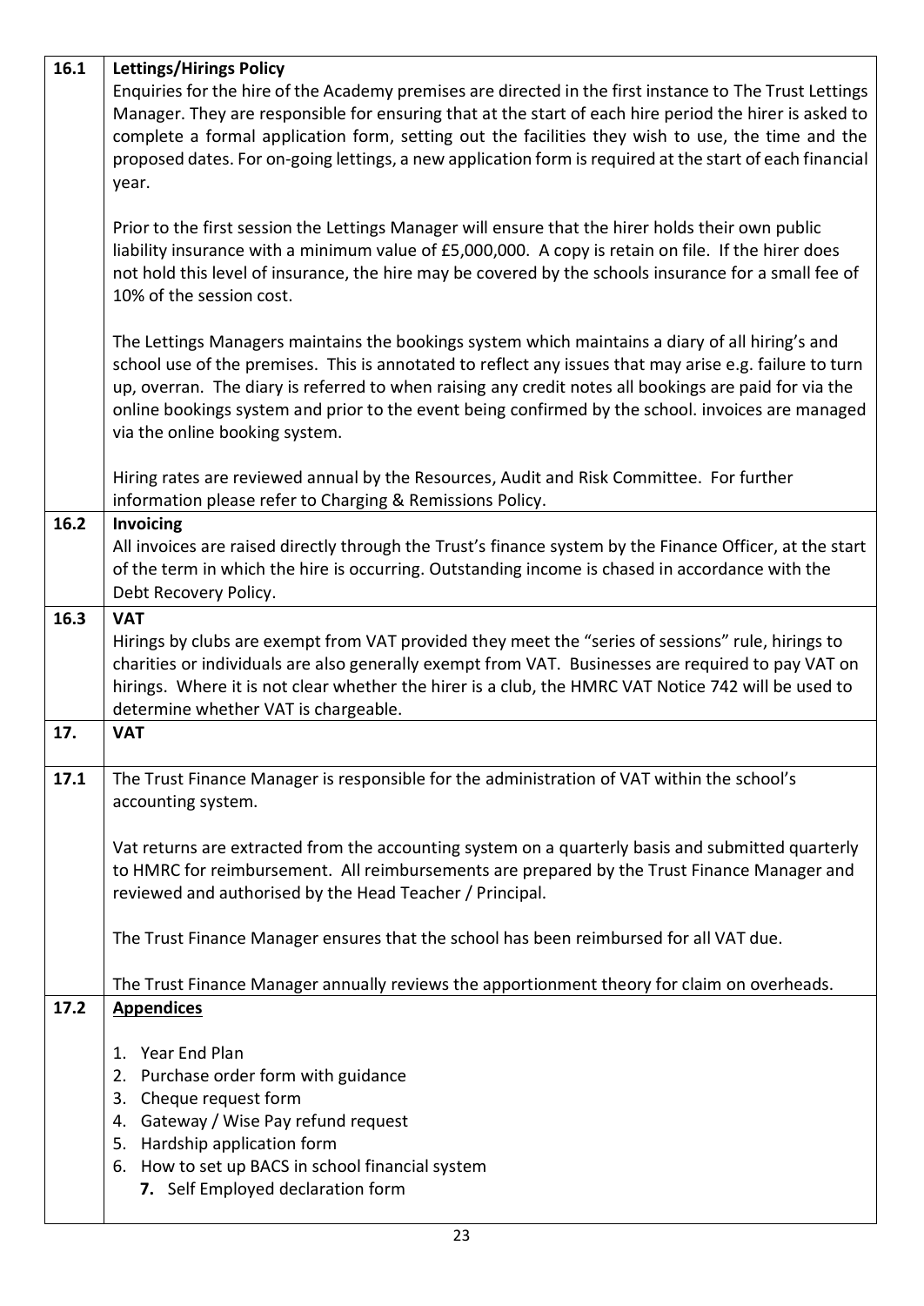| | |
|---|---|
| **16.1** | **Lettings/Hirings Policy**<br>Enquiries for the hire of the Academy premises are directed in the first instance to The Trust Lettings Manager. They are responsible for ensuring that at the start of each hire period the hirer is asked to complete a formal application form, setting out the facilities they wish to use, the time and the proposed dates. For on-going lettings, a new application form is required at the start of each financial year.<br><br>Prior to the first session the Lettings Manager will ensure that the hirer holds their own public liability insurance with a minimum value of £5,000,000. A copy is retain on file. If the hirer does not hold this level of insurance, the hire may be covered by the schools insurance for a small fee of 10% of the session cost.<br><br>The Lettings Managers maintains the bookings system which maintains a diary of all hiring's and school use of the premises. This is annotated to reflect any issues that may arise e.g. failure to turn up, overran. The diary is referred to when raising any credit notes all bookings are paid for via the online bookings system and prior to the event being confirmed by the school. invoices are managed via the online booking system.<br><br>Hiring rates are reviewed annual by the Resources, Audit and Risk Committee. For further information please refer to Charging & Remissions Policy. |
| **16.2** | **Invoicing**<br>All invoices are raised directly through the Trust's finance system by the Finance Officer, at the start of the term in which the hire is occurring. Outstanding income is chased in accordance with the Debt Recovery Policy. |
| **16.3** | **VAT**<br>Hirings by clubs are exempt from VAT provided they meet the "series of sessions" rule, hirings to charities or individuals are also generally exempt from VAT. Businesses are required to pay VAT on hirings. Where it is not clear whether the hirer is a club, the HMRC VAT Notice 742 will be used to determine whether VAT is chargeable. |
| **17.** | **VAT** |
| **17.1** | The Trust Finance Manager is responsible for the administration of VAT within the school's accounting system.<br><br>Vat returns are extracted from the accounting system on a quarterly basis and submitted quarterly to HMRC for reimbursement. All reimbursements are prepared by the Trust Finance Manager and reviewed and authorised by the Head Teacher / Principal.<br><br>The Trust Finance Manager ensures that the school has been reimbursed for all VAT due.<br><br>The Trust Finance Manager annually reviews the apportionment theory for claim on overheads. |
| **17.2** | **Appendices**<br><br>1. Year End Plan<br>2. Purchase order form with guidance<br>3. Cheque request form<br>4. Gateway / Wise Pay refund request<br>5. Hardship application form<br>6. How to set up BACS in school financial system<br>**7.** Self Employed declaration form |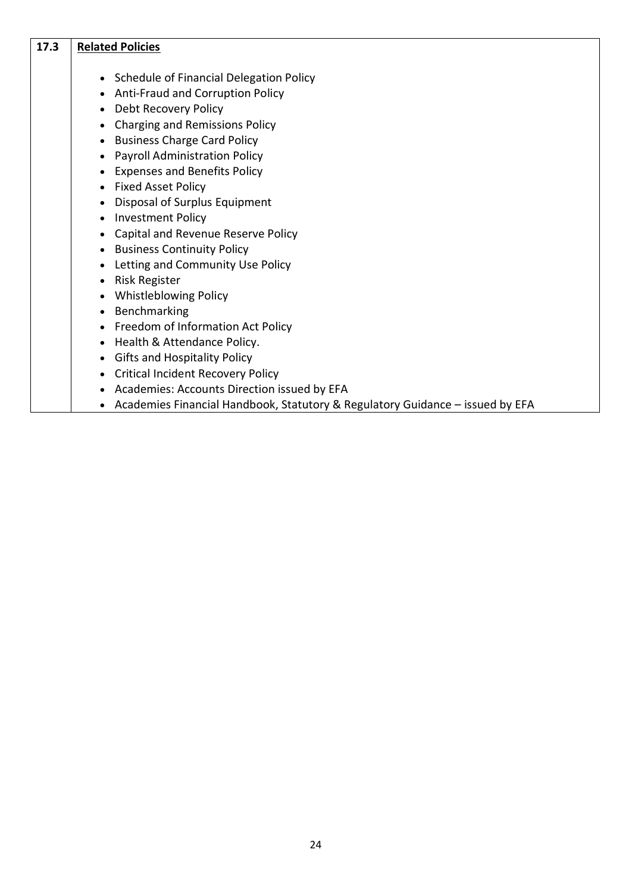| | |
|---|---|
| **17.3** | **<u>Related Policies</u>** |

- Schedule of Financial Delegation Policy
- Anti-Fraud and Corruption Policy
- Debt Recovery Policy
- Charging and Remissions Policy
- Business Charge Card Policy
- Payroll Administration Policy
- Expenses and Benefits Policy
- Fixed Asset Policy
- Disposal of Surplus Equipment
- Investment Policy
- Capital and Revenue Reserve Policy
- Business Continuity Policy
- Letting and Community Use Policy
- Risk Register
- Whistleblowing Policy
- Benchmarking
- Freedom of Information Act Policy
- Health & Attendance Policy.
- Gifts and Hospitality Policy
- Critical Incident Recovery Policy
- Academies: Accounts Direction issued by EFA
- Academies Financial Handbook, Statutory & Regulatory Guidance – issued by EFA